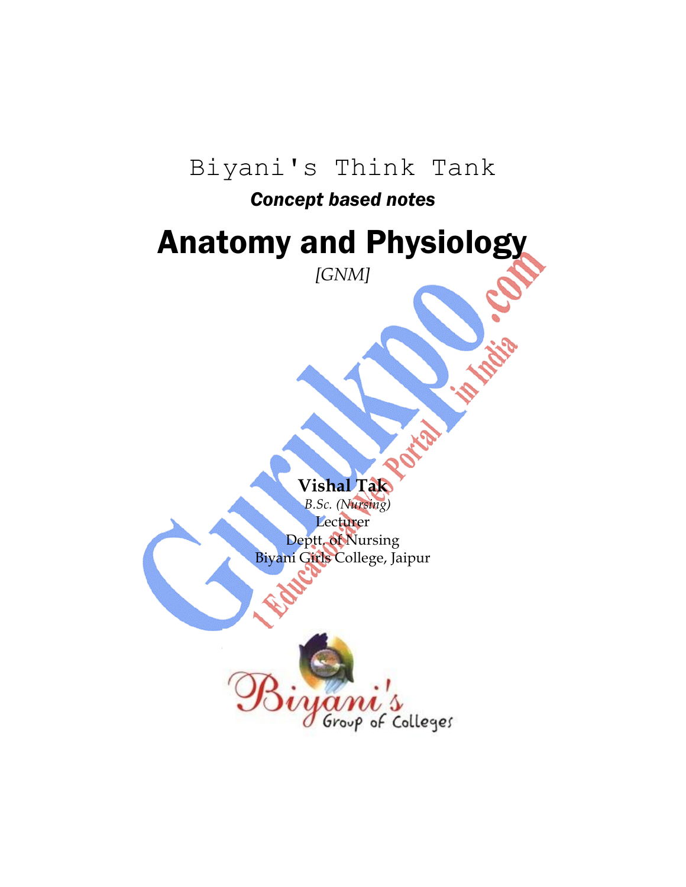Biyani's Think Tank

***Concept based notes***

# Anatomy and Physiology

*[GNM]*

**Vishal Tak**

*B.Sc. (Nursing)*

Lecturer

Deptt. of Nursing

Biyani Girls College, Jaipur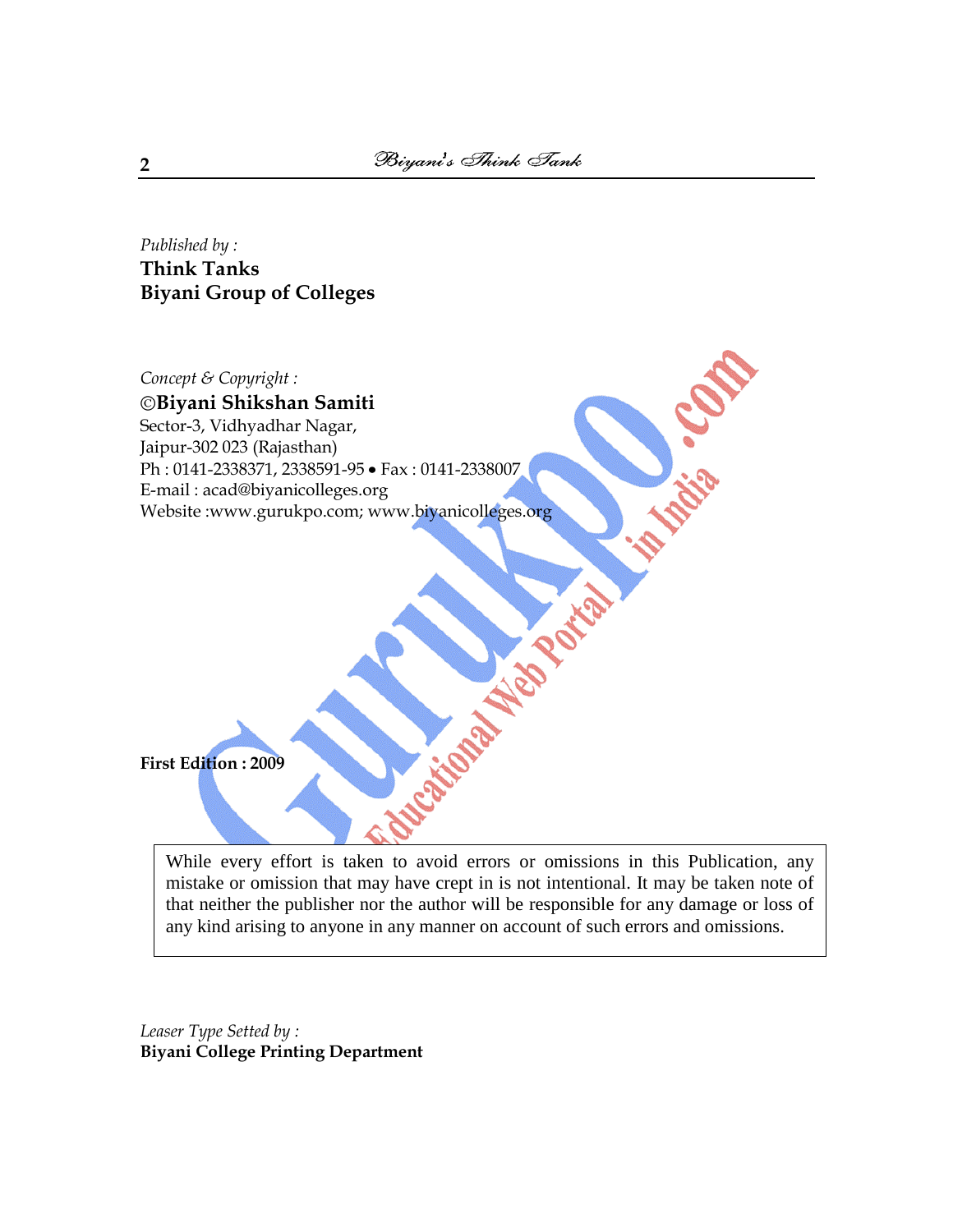*Published by :*
**Think Tanks**
**Biyani Group of Colleges**

*Concept & Copyright :*
**©Biyani Shikshan Samiti**
Sector-3, Vidhyadhar Nagar,
Jaipur-302 023 (Rajasthan)
Ph : 0141-2338371, 2338591-95 • Fax : 0141-2338007
E-mail : acad@biyanicolleges.org
Website :www.gurukpo.com; www.biyanicolleges.org

**First Edition : 2009**

While every effort is taken to avoid errors or omissions in this Publication, any mistake or omission that may have crept in is not intentional. It may be taken note of that neither the publisher nor the author will be responsible for any damage or loss of any kind arising to anyone in any manner on account of such errors and omissions.

*Leaser Type Setted by :*
**Biyani College Printing Department**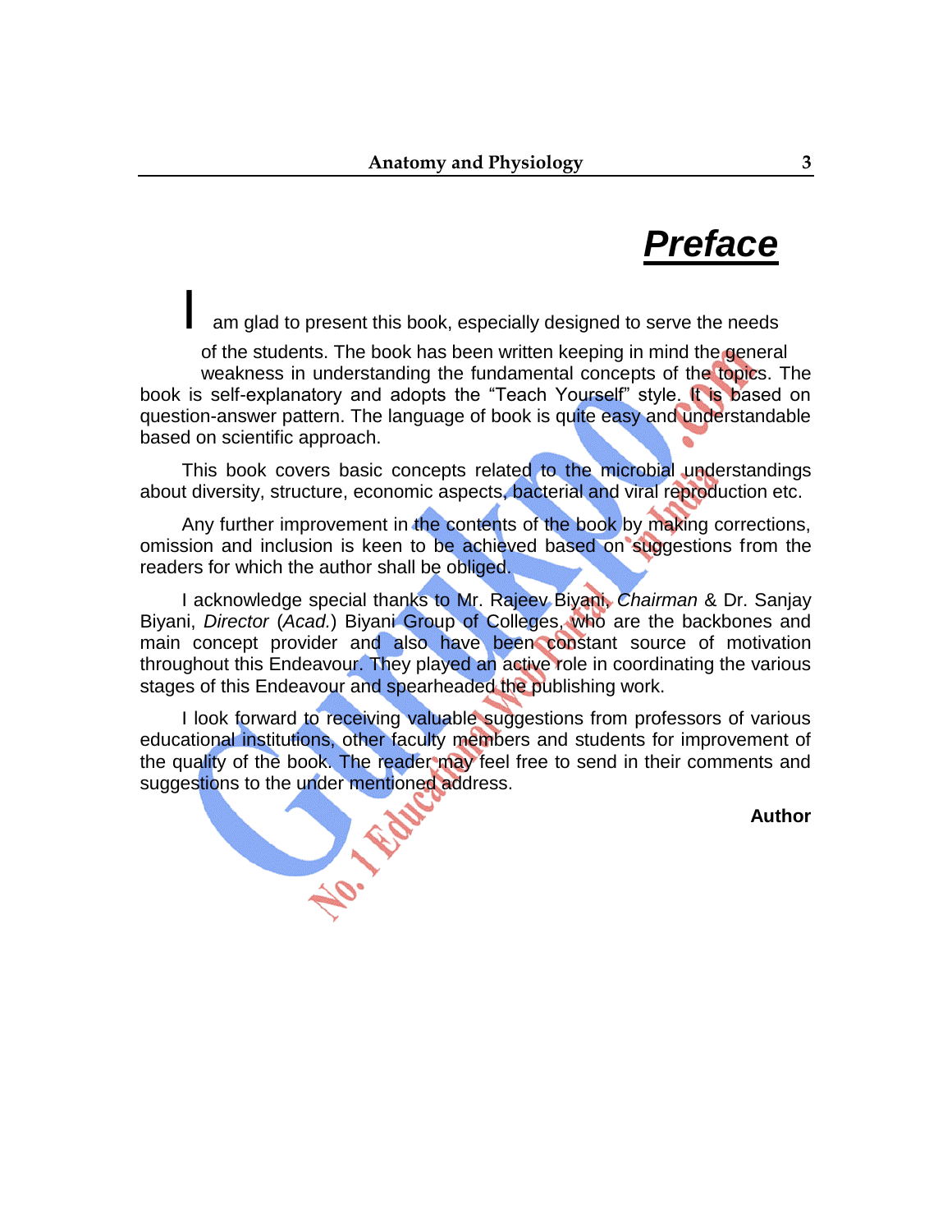# *Preface*

I am glad to present this book, especially designed to serve the needs of the students. The book has been written keeping in mind the general weakness in understanding the fundamental concepts of the topics. The book is self-explanatory and adopts the "Teach Yourself" style. It is based on question-answer pattern. The language of book is quite easy and understandable based on scientific approach.

This book covers basic concepts related to the microbial understandings about diversity, structure, economic aspects, bacterial and viral reproduction etc.

Any further improvement in the contents of the book by making corrections, omission and inclusion is keen to be achieved based on suggestions from the readers for which the author shall be obliged.

I acknowledge special thanks to Mr. Rajeev Biyani, *Chairman* & Dr. Sanjay Biyani, *Director* (*Acad.*) Biyani Group of Colleges, who are the backbones and main concept provider and also have been constant source of motivation throughout this Endeavour. They played an active role in coordinating the various stages of this Endeavour and spearheaded the publishing work.

I look forward to receiving valuable suggestions from professors of various educational institutions, other faculty members and students for improvement of the quality of the book. The reader may feel free to send in their comments and suggestions to the under mentioned address.

**Author**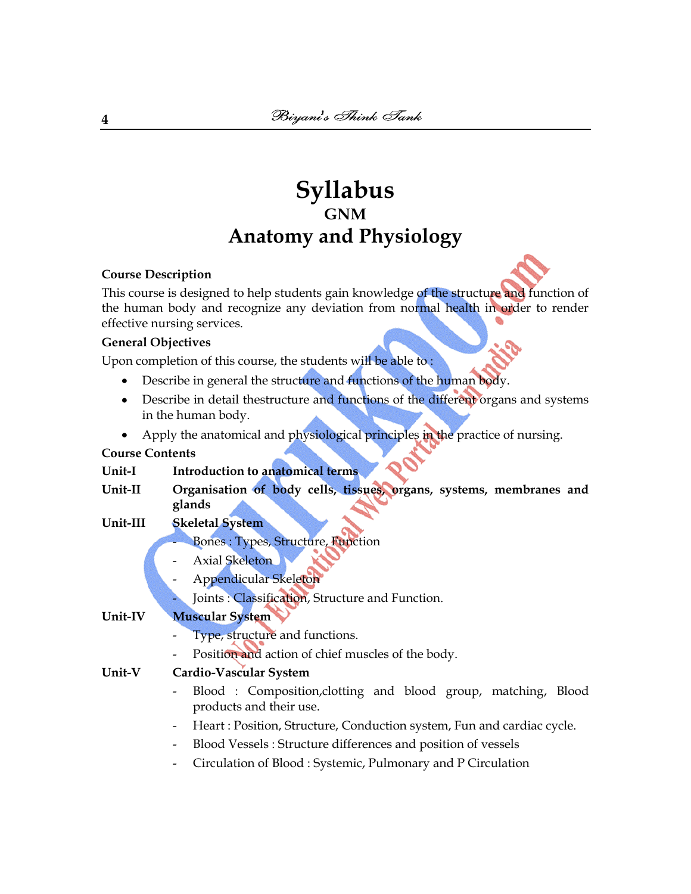# Syllabus

## GNM

## Anatomy and Physiology

**Course Description**

This course is designed to help students gain knowledge of the structure and function of the human body and recognize any deviation from normal health in order to render effective nursing services.

**General Objectives**

Upon completion of this course, the students will be able to :

- Describe in general the structure and functions of the human body.
- Describe in detail thestructure and functions of the different organs and systems in the human body.
- Apply the anatomical and physiological principles in the practice of nursing.

**Course Contents**

**Unit-I** **Introduction to anatomical terms**

**Unit-II** **Organisation of body cells, tissues, organs, systems, membranes and glands**

**Unit-III** **Skeletal System**

- Bones : Types, Structure, Function
- Axial Skeleton
- Appendicular Skeleton
- Joints : Classification, Structure and Function.

**Unit-IV** **Muscular System**

- Type, structure and functions.
- Position and action of chief muscles of the body.

**Unit-V** **Cardio-Vascular System**

- Blood : Composition,clotting and blood group, matching, Blood products and their use.
- Heart : Position, Structure, Conduction system, Fun and cardiac cycle.
- Blood Vessels : Structure differences and position of vessels
- Circulation of Blood : Systemic, Pulmonary and P Circulation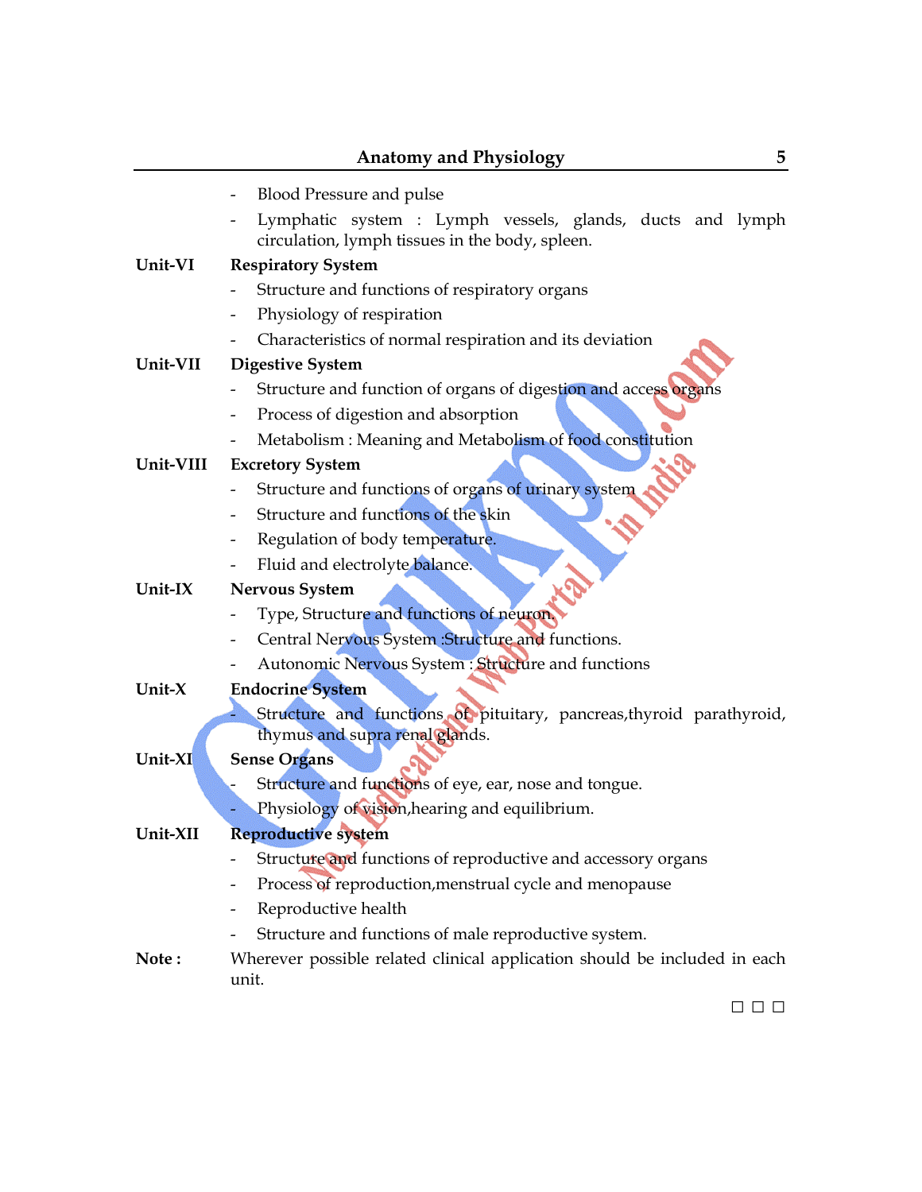- Blood Pressure and pulse
- Lymphatic system : Lymph vessels, glands, ducts and lymph circulation, lymph tissues in the body, spleen.

**Unit-VI** **Respiratory System**

- Structure and functions of respiratory organs
- Physiology of respiration
- Characteristics of normal respiration and its deviation

**Unit-VII** **Digestive System**

- Structure and function of organs of digestion and access organs
- Process of digestion and absorption
- Metabolism : Meaning and Metabolism of food constitution

**Unit-VIII** **Excretory System**

- Structure and functions of organs of urinary system
- Structure and functions of the skin
- Regulation of body temperature.
- Fluid and electrolyte balance.

**Unit-IX** **Nervous System**

- Type, Structure and functions of neuron.
- Central Nervous System :Structure and functions.
- Autonomic Nervous System : Structure and functions

**Unit-X** **Endocrine System**

- Structure and functions of pituitary, pancreas,thyroid parathyroid, thymus and supra renal glands.

**Unit-XI** **Sense Organs**

- Structure and functions of eye, ear, nose and tongue.
- Physiology of vision,hearing and equilibrium.

**Unit-XII** **Reproductive system**

- Structure and functions of reproductive and accessory organs
- Process of reproduction,menstrual cycle and menopause
- Reproductive health
- Structure and functions of male reproductive system.

**Note :** Wherever possible related clinical application should be included in each unit.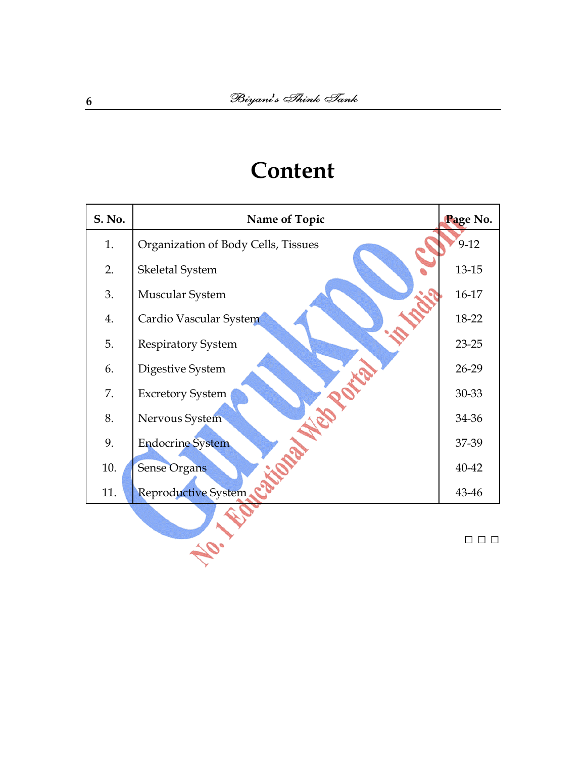# Content

| S. No. | Name of Topic | Page No. |
|---|---|---|
| 1. | Organization of Body Cells, Tissues | 9-12 |
| 2. | Skeletal System | 13-15 |
| 3. | Muscular System | 16-17 |
| 4. | Cardio Vascular System | 18-22 |
| 5. | Respiratory System | 23-25 |
| 6. | Digestive System | 26-29 |
| 7. | Excretory System | 30-33 |
| 8. | Nervous System | 34-36 |
| 9. | Endocrine System | 37-39 |
| 10. | Sense Organs | 40-42 |
| 11. | Reproductive System | 43-46 |

□ □ □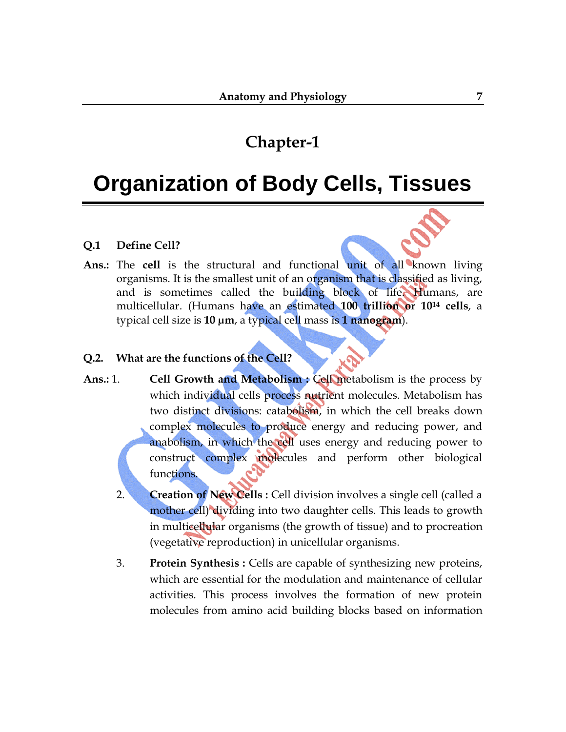# Chapter-1

# Organization of Body Cells, Tissues

**Q.1 Define Cell?**

**Ans.:** The **cell** is the structural and functional unit of all known living organisms. It is the smallest unit of an organism that is classified as living, and is sometimes called the building block of life. Humans, are multicellular. (Humans have an estimated **100 trillion or $10^{14}$ cells**, a typical cell size is **10 µm**, a typical cell mass is **1 nanogram**).

**Q.2. What are the functions of the Cell?**

**Ans.:**

1. **Cell Growth and Metabolism :** Cell metabolism is the process by which individual cells process nutrient molecules. Metabolism has two distinct divisions: catabolism, in which the cell breaks down complex molecules to produce energy and reducing power, and anabolism, in which the cell uses energy and reducing power to construct complex molecules and perform other biological functions.
2. **Creation of New Cells :** Cell division involves a single cell (called a mother cell) dividing into two daughter cells. This leads to growth in multicellular organisms (the growth of tissue) and to procreation (vegetative reproduction) in unicellular organisms.
3. **Protein Synthesis :** Cells are capable of synthesizing new proteins, which are essential for the modulation and maintenance of cellular activities. This process involves the formation of new protein molecules from amino acid building blocks based on information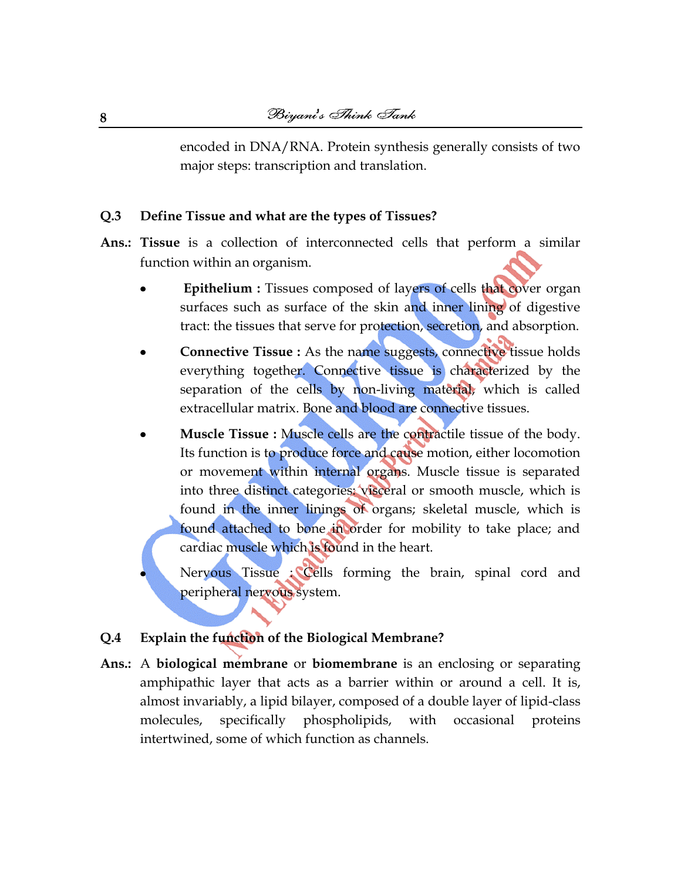encoded in DNA/RNA. Protein synthesis generally consists of two major steps: transcription and translation.

**Q.3 Define Tissue and what are the types of Tissues?**

**Ans.:** **Tissue** is a collection of interconnected cells that perform a similar function within an organism.

- **Epithelium :** Tissues composed of layers of cells that cover organ surfaces such as surface of the skin and inner lining of digestive tract: the tissues that serve for protection, secretion, and absorption.
- **Connective Tissue :** As the name suggests, connective tissue holds everything together. Connective tissue is characterized by the separation of the cells by non-living material, which is called extracellular matrix. Bone and blood are connective tissues.
- **Muscle Tissue :** Muscle cells are the contractile tissue of the body. Its function is to produce force and cause motion, either locomotion or movement within internal organs. Muscle tissue is separated into three distinct categories: visceral or smooth muscle, which is found in the inner linings of organs; skeletal muscle, which is found attached to bone in order for mobility to take place; and cardiac muscle which is found in the heart.
- Nervous Tissue : Cells forming the brain, spinal cord and peripheral nervous system.

**Q.4 Explain the function of the Biological Membrane?**

**Ans.:** A **biological membrane** or **biomembrane** is an enclosing or separating amphipathic layer that acts as a barrier within or around a cell. It is, almost invariably, a lipid bilayer, composed of a double layer of lipid-class molecules, specifically phospholipids, with occasional proteins intertwined, some of which function as channels.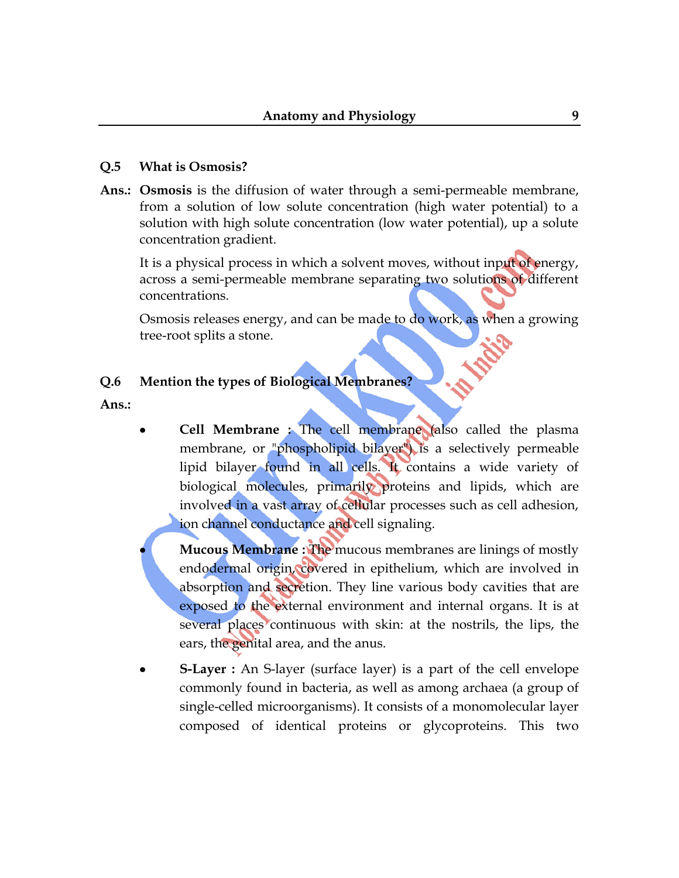**Q.5 What is Osmosis?**

**Ans.:** **Osmosis** is the diffusion of water through a semi-permeable membrane, from a solution of low solute concentration (high water potential) to a solution with high solute concentration (low water potential), up a solute concentration gradient.

It is a physical process in which a solvent moves, without input of energy, across a semi-permeable membrane separating two solutions of different concentrations.

Osmosis releases energy, and can be made to do work, as when a growing tree-root splits a stone.

**Q.6 Mention the types of Biological Membranes?**

**Ans.:**

- **Cell Membrane :** The cell membrane (also called the plasma membrane, or "phospholipid bilayer") is a selectively permeable lipid bilayer found in all cells. It contains a wide variety of biological molecules, primarily proteins and lipids, which are involved in a vast array of cellular processes such as cell adhesion, ion channel conductance and cell signaling.

- **Mucous Membrane :** The mucous membranes are linings of mostly endodermal origin, covered in epithelium, which are involved in absorption and secretion. They line various body cavities that are exposed to the external environment and internal organs. It is at several places continuous with skin: at the nostrils, the lips, the ears, the genital area, and the anus.

- **S-Layer :** An S-layer (surface layer) is a part of the cell envelope commonly found in bacteria, as well as among archaea (a group of single-celled microorganisms). It consists of a monomolecular layer composed of identical proteins or glycoproteins. This two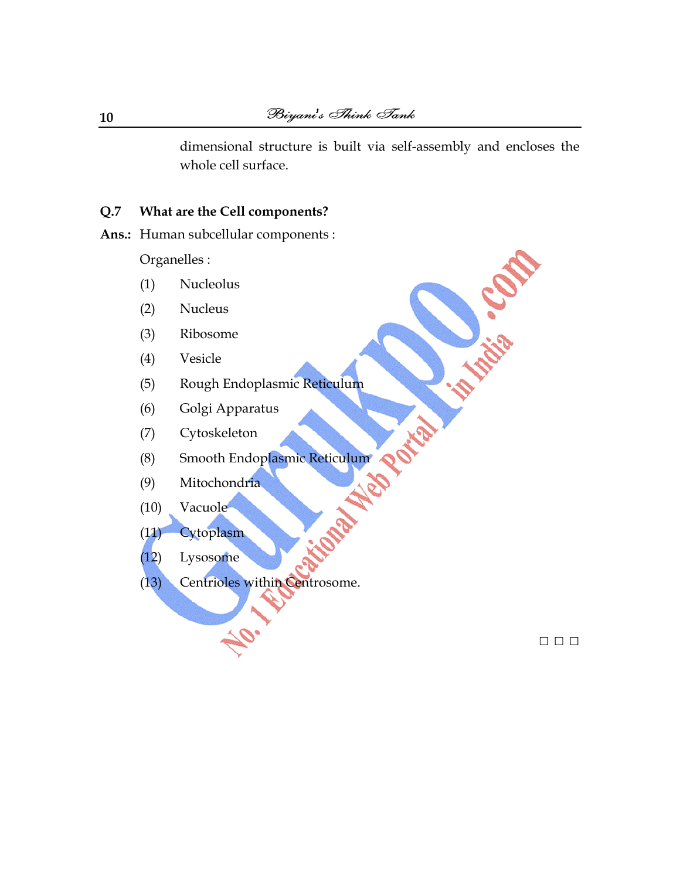dimensional structure is built via self-assembly and encloses the whole cell surface.

**Q.7 What are the Cell components?**

**Ans.:** Human subcellular components :

Organelles :

(1) Nucleolus

(2) Nucleus

(3) Ribosome

(4) Vesicle

(5) Rough Endoplasmic Reticulum

(6) Golgi Apparatus

(7) Cytoskeleton

(8) Smooth Endoplasmic Reticulum

(9) Mitochondria

(10) Vacuole

(11) Cytoplasm

(12) Lysosome

(13) Centrioles within Centrosome.

□ □ □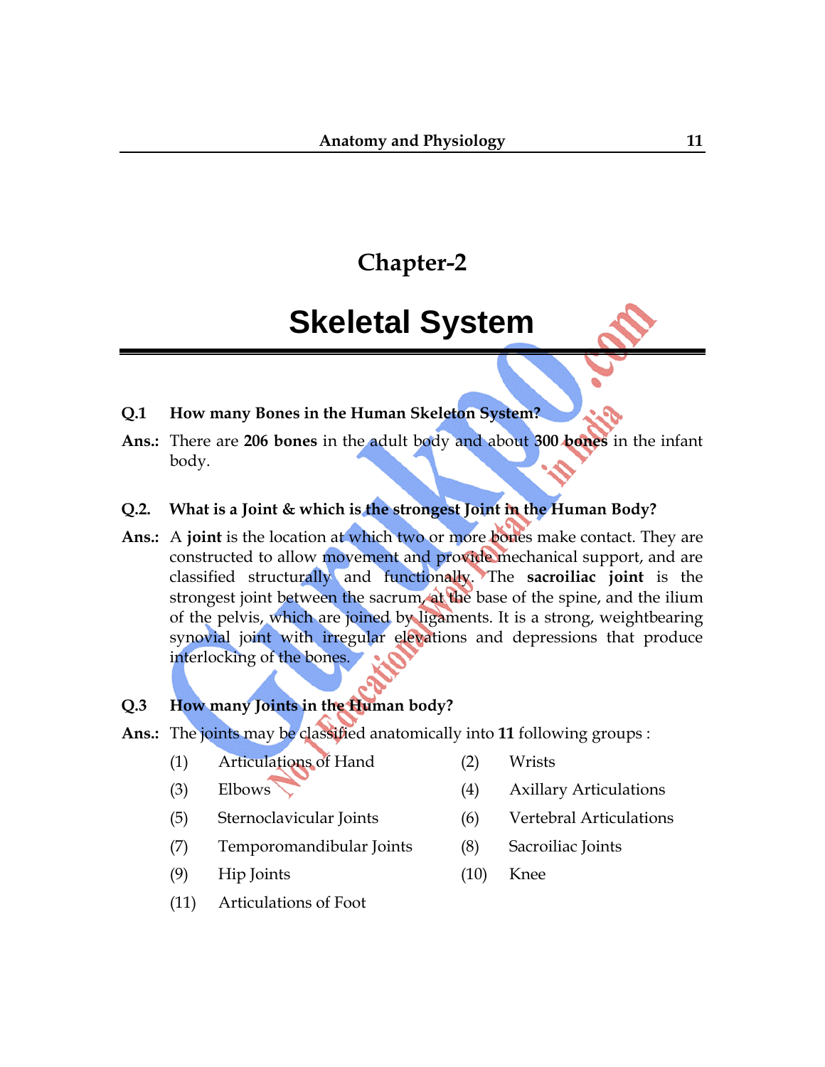# Chapter-2

# Skeletal System

**Q.1 How many Bones in the Human Skeleton System?**

**Ans.:** There are **206 bones** in the adult body and about **300 bones** in the infant body.

**Q.2. What is a Joint & which is the strongest Joint in the Human Body?**

**Ans.:** A **joint** is the location at which two or more bones make contact. They are constructed to allow movement and provide mechanical support, and are classified structurally and functionally. The **sacroiliac joint** is the strongest joint between the sacrum, at the base of the spine, and the ilium of the pelvis, which are joined by ligaments. It is a strong, weightbearing synovial joint with irregular elevations and depressions that produce interlocking of the bones.

**Q.3 How many Joints in the Human body?**

**Ans.:** The joints may be classified anatomically into **11** following groups :

(1) Articulations of Hand
(2) Wrists
(3) Elbows
(4) Axillary Articulations
(5) Sternoclavicular Joints
(6) Vertebral Articulations
(7) Temporomandibular Joints
(8) Sacroiliac Joints
(9) Hip Joints
(10) Knee
(11) Articulations of Foot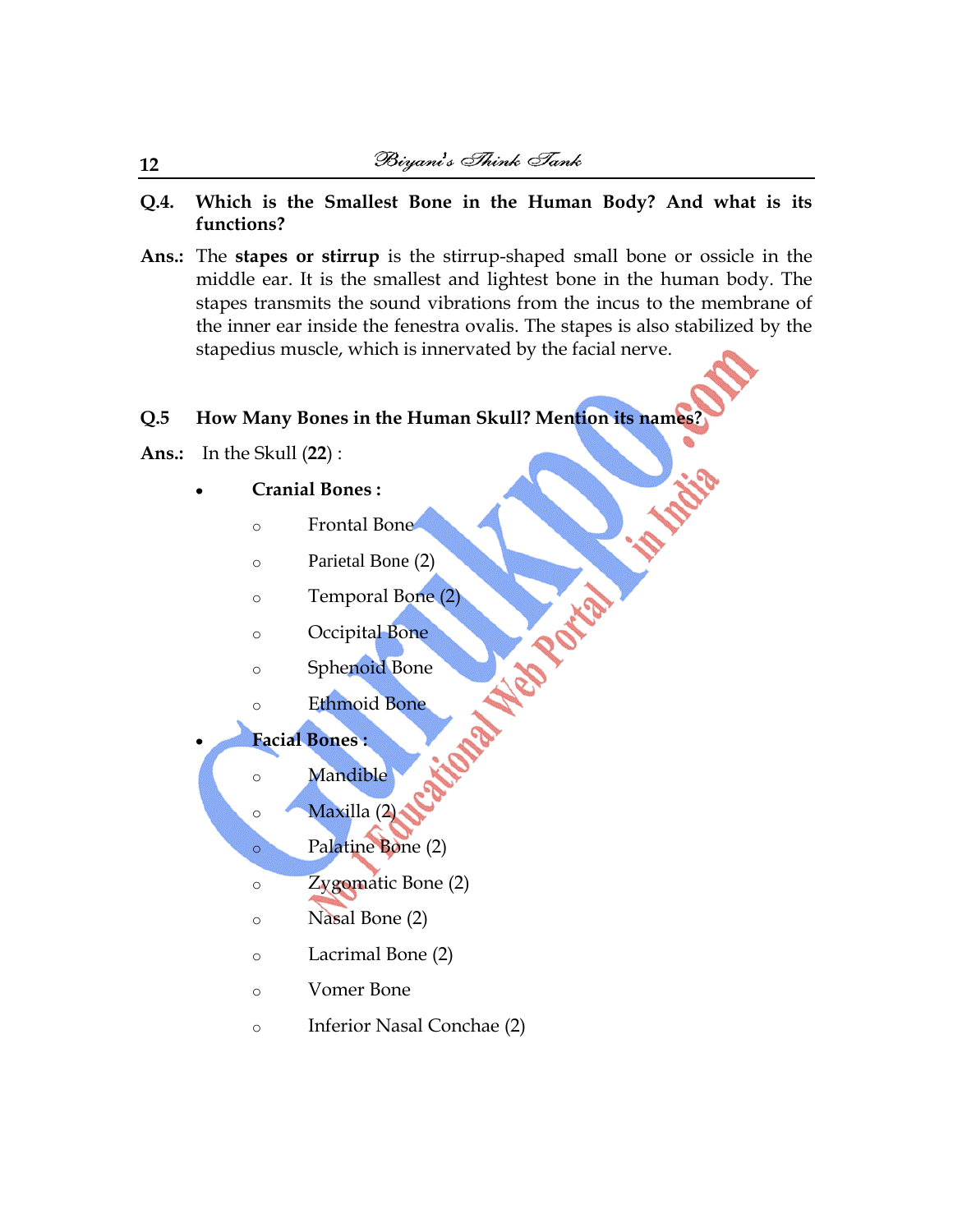**Q.4. Which is the Smallest Bone in the Human Body? And what is its functions?**

**Ans.:** The **stapes or stirrup** is the stirrup-shaped small bone or ossicle in the middle ear. It is the smallest and lightest bone in the human body. The stapes transmits the sound vibrations from the incus to the membrane of the inner ear inside the fenestra ovalis. The stapes is also stabilized by the stapedius muscle, which is innervated by the facial nerve.

**Q.5 How Many Bones in the Human Skull? Mention its names?**

**Ans.:** In the Skull (**22**) :

- **Cranial Bones :**
  - Frontal Bone
  - Parietal Bone (2)
  - Temporal Bone (2)
  - Occipital Bone
  - Sphenoid Bone
  - Ethmoid Bone
- **Facial Bones :**
  - Mandible
  - Maxilla (2)
  - Palatine Bone (2)
  - Zygomatic Bone (2)
  - Nasal Bone (2)
  - Lacrimal Bone (2)
  - Vomer Bone
  - Inferior Nasal Conchae (2)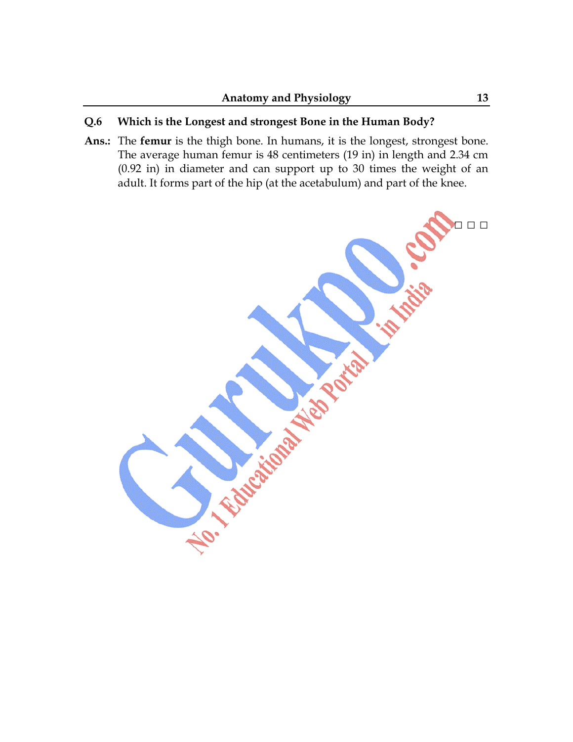**Q.6 Which is the Longest and strongest Bone in the Human Body?**

**Ans.:** The **femur** is the thigh bone. In humans, it is the longest, strongest bone. The average human femur is 48 centimeters (19 in) in length and 2.34 cm (0.92 in) in diameter and can support up to 30 times the weight of an adult. It forms part of the hip (at the acetabulum) and part of the knee.

□ □ □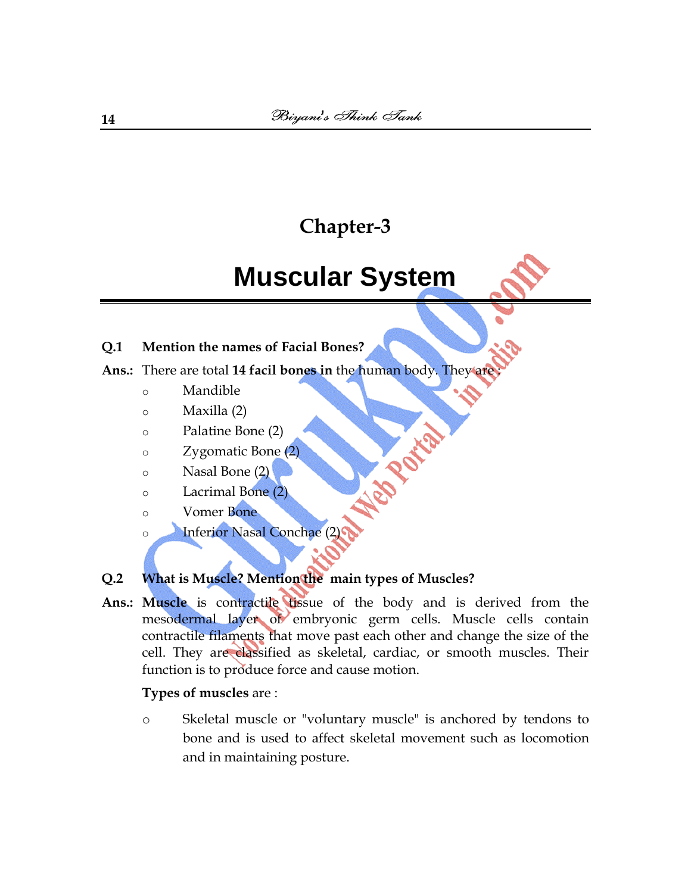# Chapter-3

# Muscular System

**Q.1 Mention the names of Facial Bones?**

**Ans.:** There are total **14 facil bones in** the human body. They are :

- Mandible
- Maxilla (2)
- Palatine Bone (2)
- Zygomatic Bone (2)
- Nasal Bone (2)
- Lacrimal Bone (2)
- Vomer Bone
- Inferior Nasal Conchae (2)

**Q.2 What is Muscle? Mention the main types of Muscles?**

**Ans.:** **Muscle** is contractile tissue of the body and is derived from the mesodermal layer of embryonic germ cells. Muscle cells contain contractile filaments that move past each other and change the size of the cell. They are classified as skeletal, cardiac, or smooth muscles. Their function is to produce force and cause motion.

**Types of muscles** are :

- Skeletal muscle or "voluntary muscle" is anchored by tendons to bone and is used to affect skeletal movement such as locomotion and in maintaining posture.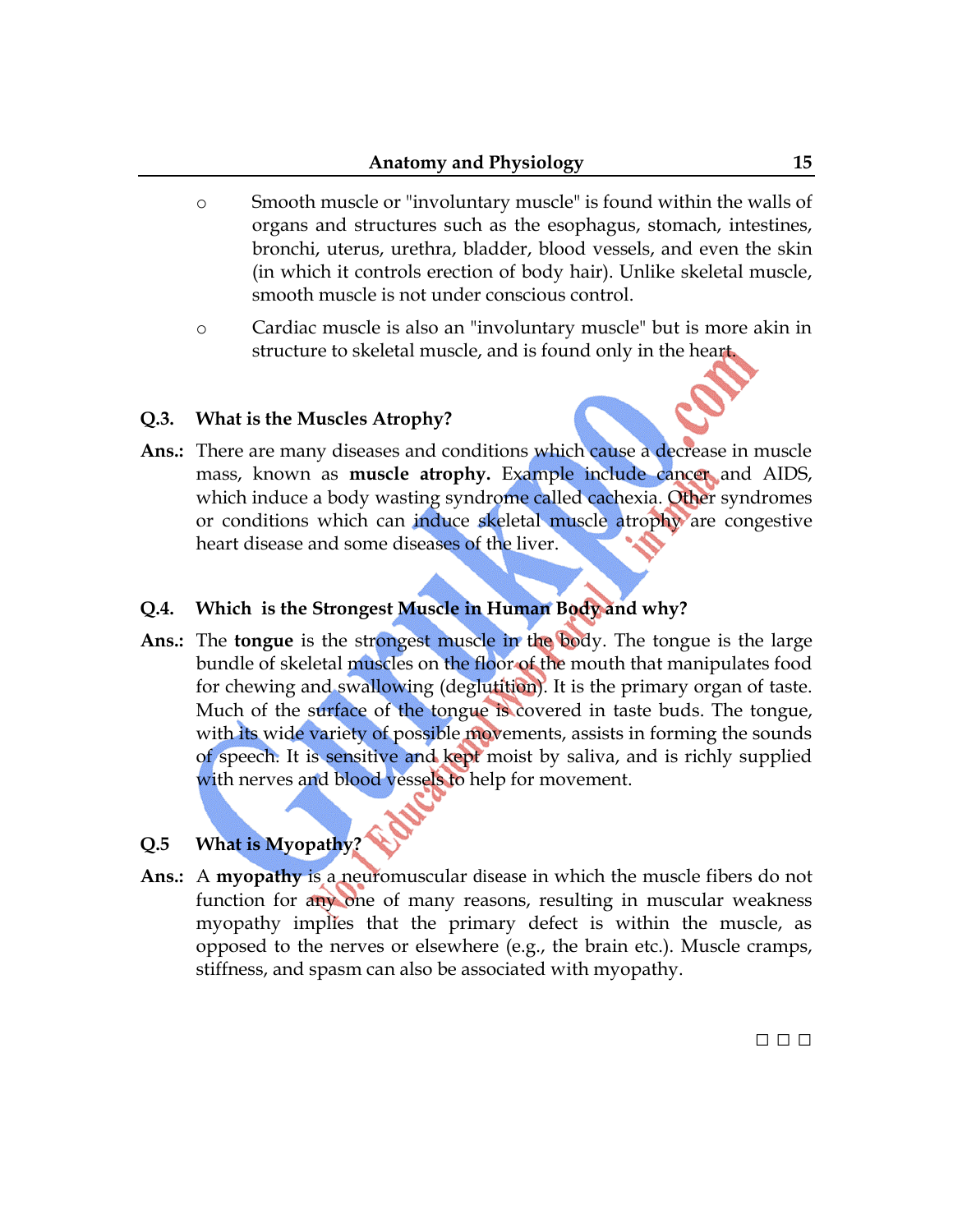- Smooth muscle or "involuntary muscle" is found within the walls of organs and structures such as the esophagus, stomach, intestines, bronchi, uterus, urethra, bladder, blood vessels, and even the skin (in which it controls erection of body hair). Unlike skeletal muscle, smooth muscle is not under conscious control.
- Cardiac muscle is also an "involuntary muscle" but is more akin in structure to skeletal muscle, and is found only in the heart.

**Q.3. What is the Muscles Atrophy?**

**Ans.:** There are many diseases and conditions which cause a decrease in muscle mass, known as **muscle atrophy.** Example include cancer and AIDS, which induce a body wasting syndrome called cachexia. Other syndromes or conditions which can induce skeletal muscle atrophy are congestive heart disease and some diseases of the liver.

**Q.4. Which is the Strongest Muscle in Human Body and why?**

**Ans.:** The **tongue** is the strongest muscle in the body. The tongue is the large bundle of skeletal muscles on the floor of the mouth that manipulates food for chewing and swallowing (deglutition). It is the primary organ of taste. Much of the surface of the tongue is covered in taste buds. The tongue, with its wide variety of possible movements, assists in forming the sounds of speech. It is sensitive and kept moist by saliva, and is richly supplied with nerves and blood vessels to help for movement.

**Q.5 What is Myopathy?**

**Ans.:** A **myopathy** is a neuromuscular disease in which the muscle fibers do not function for any one of many reasons, resulting in muscular weakness myopathy implies that the primary defect is within the muscle, as opposed to the nerves or elsewhere (e.g., the brain etc.). Muscle cramps, stiffness, and spasm can also be associated with myopathy.

□ □ □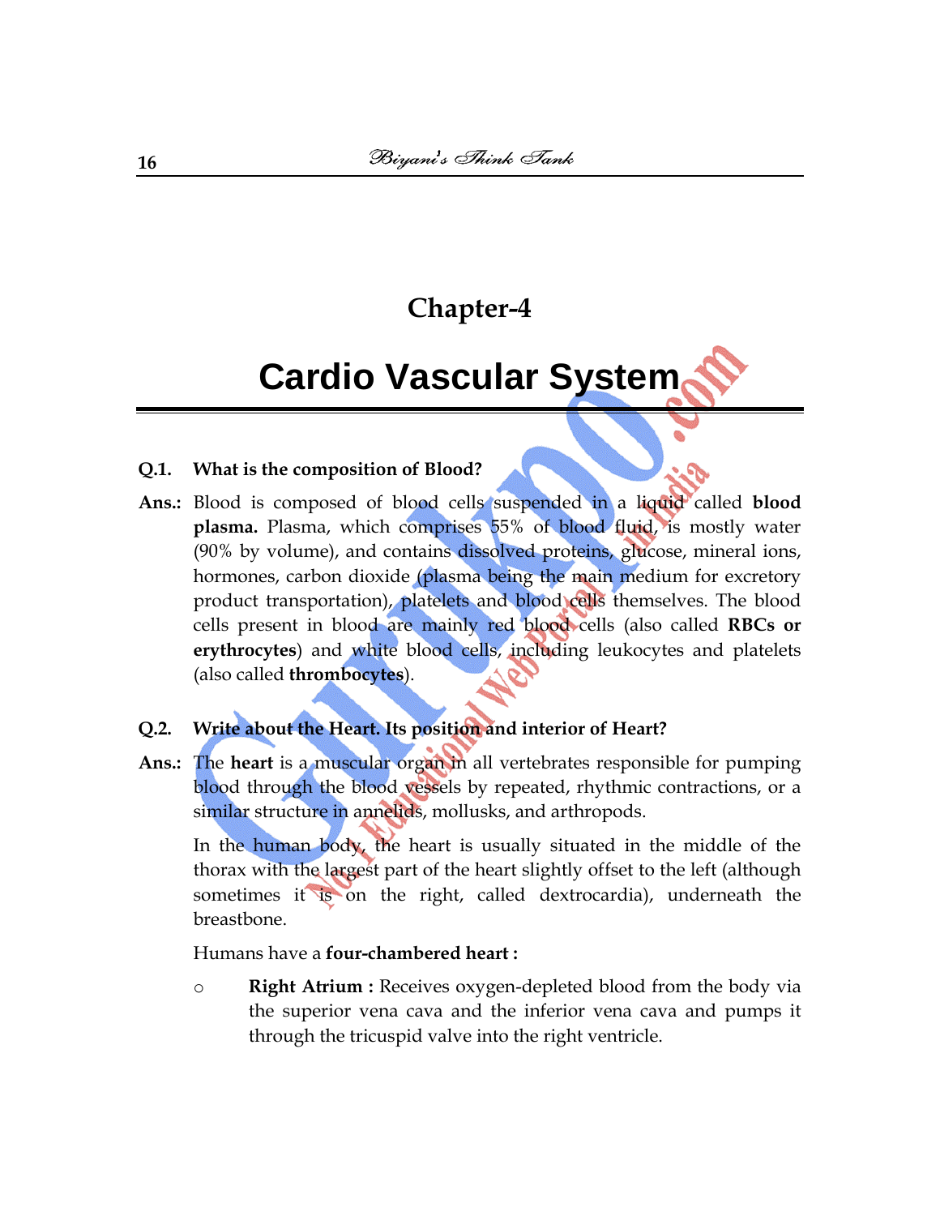## Chapter-4

# Cardio Vascular System

**Q.1. What is the composition of Blood?**

**Ans.:** Blood is composed of blood cells suspended in a liquid called **blood plasma.** Plasma, which comprises 55% of blood fluid, is mostly water (90% by volume), and contains dissolved proteins, glucose, mineral ions, hormones, carbon dioxide (plasma being the main medium for excretory product transportation), platelets and blood cells themselves. The blood cells present in blood are mainly red blood cells (also called **RBCs or erythrocytes**) and white blood cells, including leukocytes and platelets (also called **thrombocytes**).

**Q.2. Write about the Heart. Its position and interior of Heart?**

**Ans.:** The **heart** is a muscular organ in all vertebrates responsible for pumping blood through the blood vessels by repeated, rhythmic contractions, or a similar structure in annelids, mollusks, and arthropods.

In the human body, the heart is usually situated in the middle of the thorax with the largest part of the heart slightly offset to the left (although sometimes it is on the right, called dextrocardia), underneath the breastbone.

Humans have a **four-chambered heart :**

- **Right Atrium :** Receives oxygen-depleted blood from the body via the superior vena cava and the inferior vena cava and pumps it through the tricuspid valve into the right ventricle.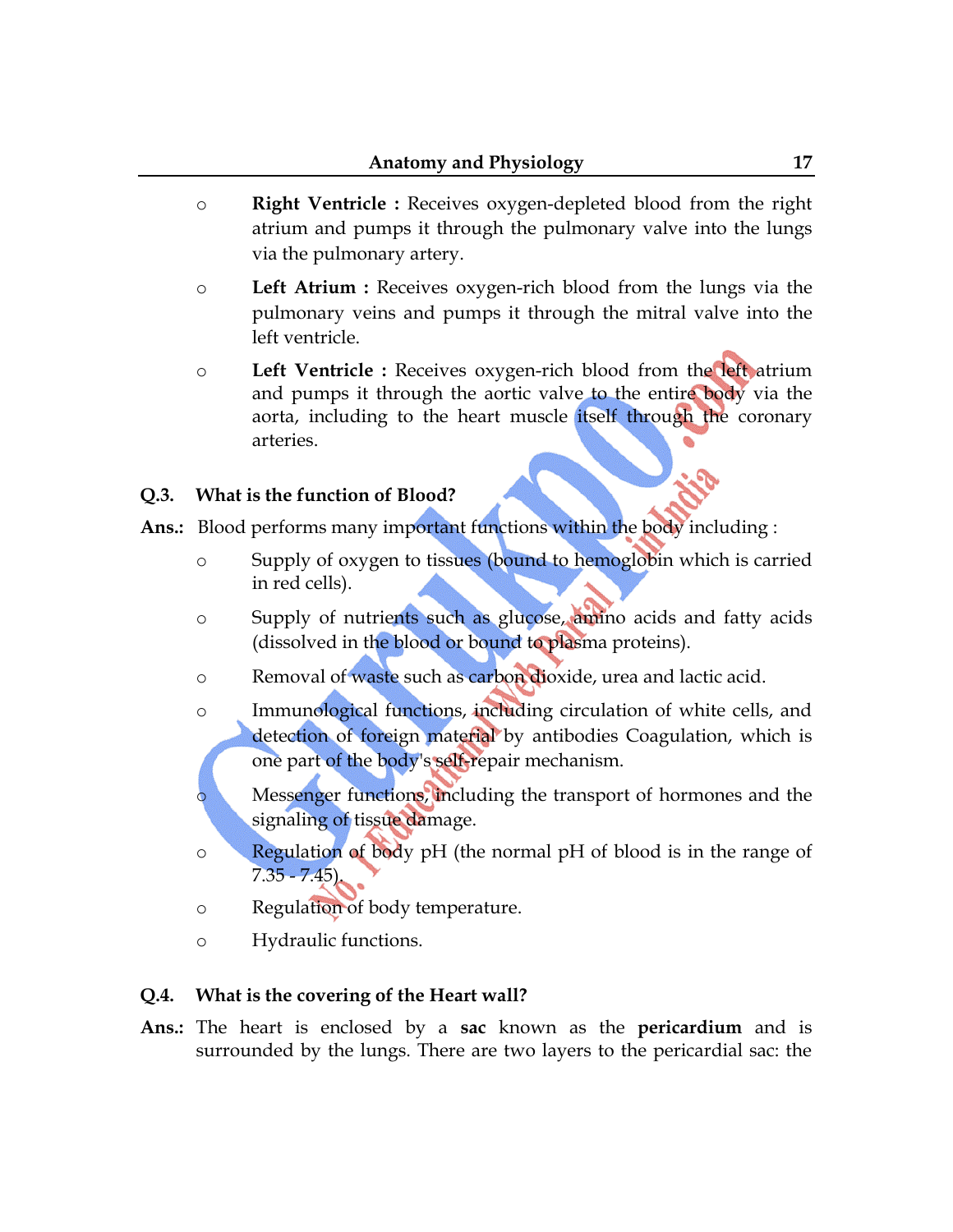- **Right Ventricle :** Receives oxygen-depleted blood from the right atrium and pumps it through the pulmonary valve into the lungs via the pulmonary artery.
- **Left Atrium :** Receives oxygen-rich blood from the lungs via the pulmonary veins and pumps it through the mitral valve into the left ventricle.
- **Left Ventricle :** Receives oxygen-rich blood from the left atrium and pumps it through the aortic valve to the entire body via the aorta, including to the heart muscle itself through the coronary arteries.

**Q.3. What is the function of Blood?**

**Ans.:** Blood performs many important functions within the body including :

- Supply of oxygen to tissues (bound to hemoglobin which is carried in red cells).
- Supply of nutrients such as glucose, amino acids and fatty acids (dissolved in the blood or bound to plasma proteins).
- Removal of waste such as carbon dioxide, urea and lactic acid.
- Immunological functions, including circulation of white cells, and detection of foreign material by antibodies Coagulation, which is one part of the body's self-repair mechanism.
- Messenger functions, including the transport of hormones and the signaling of tissue damage.
- Regulation of body pH (the normal pH of blood is in the range of 7.35 - 7.45).
- Regulation of body temperature.
- Hydraulic functions.

**Q.4. What is the covering of the Heart wall?**

**Ans.:** The heart is enclosed by a **sac** known as the **pericardium** and is surrounded by the lungs. There are two layers to the pericardial sac: the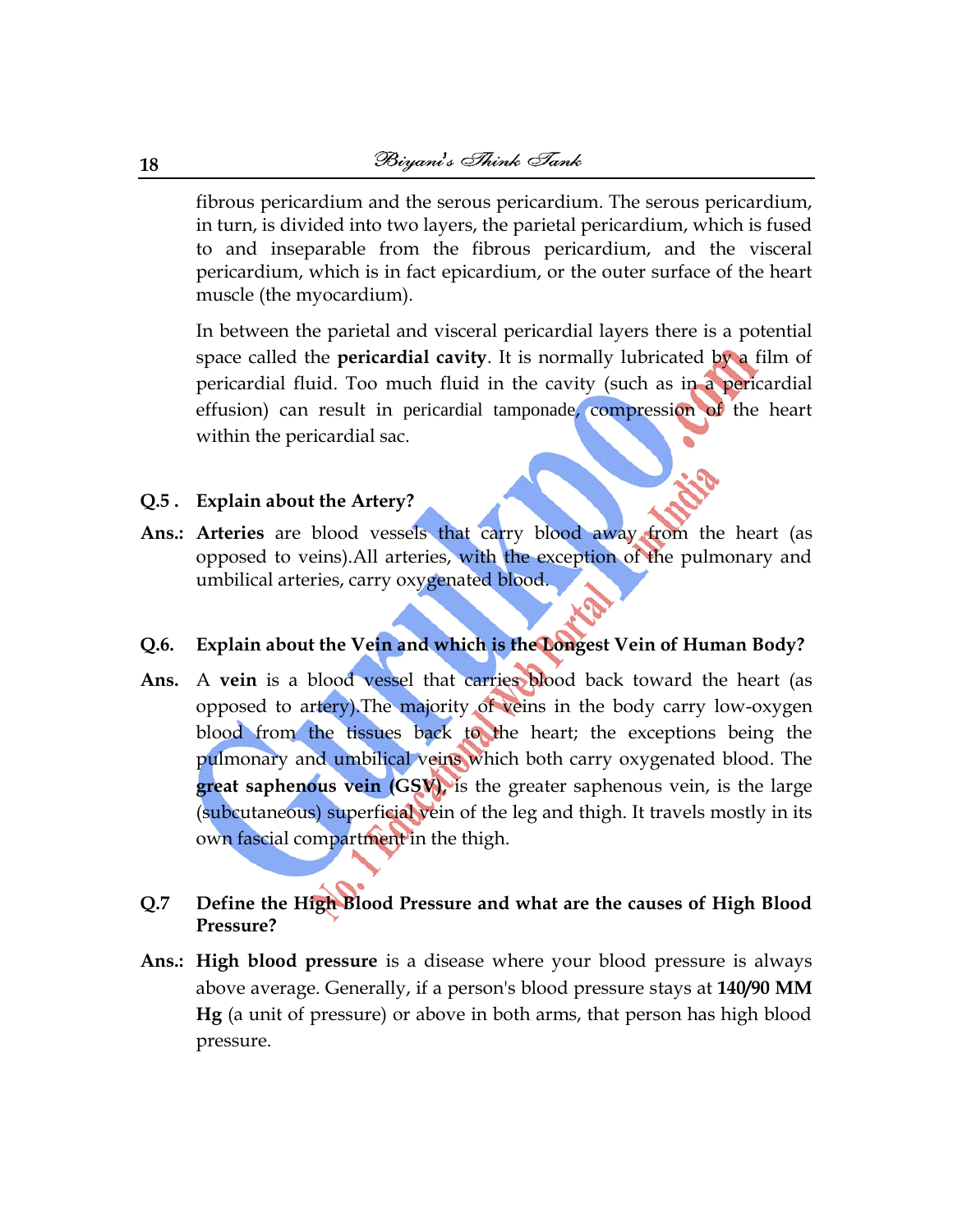fibrous pericardium and the serous pericardium. The serous pericardium, in turn, is divided into two layers, the parietal pericardium, which is fused to and inseparable from the fibrous pericardium, and the visceral pericardium, which is in fact epicardium, or the outer surface of the heart muscle (the myocardium).

In between the parietal and visceral pericardial layers there is a potential space called the **pericardial cavity**. It is normally lubricated by a film of pericardial fluid. Too much fluid in the cavity (such as in a pericardial effusion) can result in pericardial tamponade, compression of the heart within the pericardial sac.

**Q.5 . Explain about the Artery?**

**Ans.:** **Arteries** are blood vessels that carry blood away from the heart (as opposed to veins).All arteries, with the exception of the pulmonary and umbilical arteries, carry oxygenated blood.

**Q.6. Explain about the Vein and which is the Longest Vein of Human Body?**

**Ans.** A **vein** is a blood vessel that carries blood back toward the heart (as opposed to artery).The majority of veins in the body carry low-oxygen blood from the tissues back to the heart; the exceptions being the pulmonary and umbilical veins which both carry oxygenated blood. The **great saphenous vein (GSV)**, is the greater saphenous vein, is the large (subcutaneous) superficial vein of the leg and thigh. It travels mostly in its own fascial compartment in the thigh.

**Q.7 Define the High Blood Pressure and what are the causes of High Blood Pressure?**

**Ans.:** **High blood pressure** is a disease where your blood pressure is always above average. Generally, if a person's blood pressure stays at **140/90 MM Hg** (a unit of pressure) or above in both arms, that person has high blood pressure.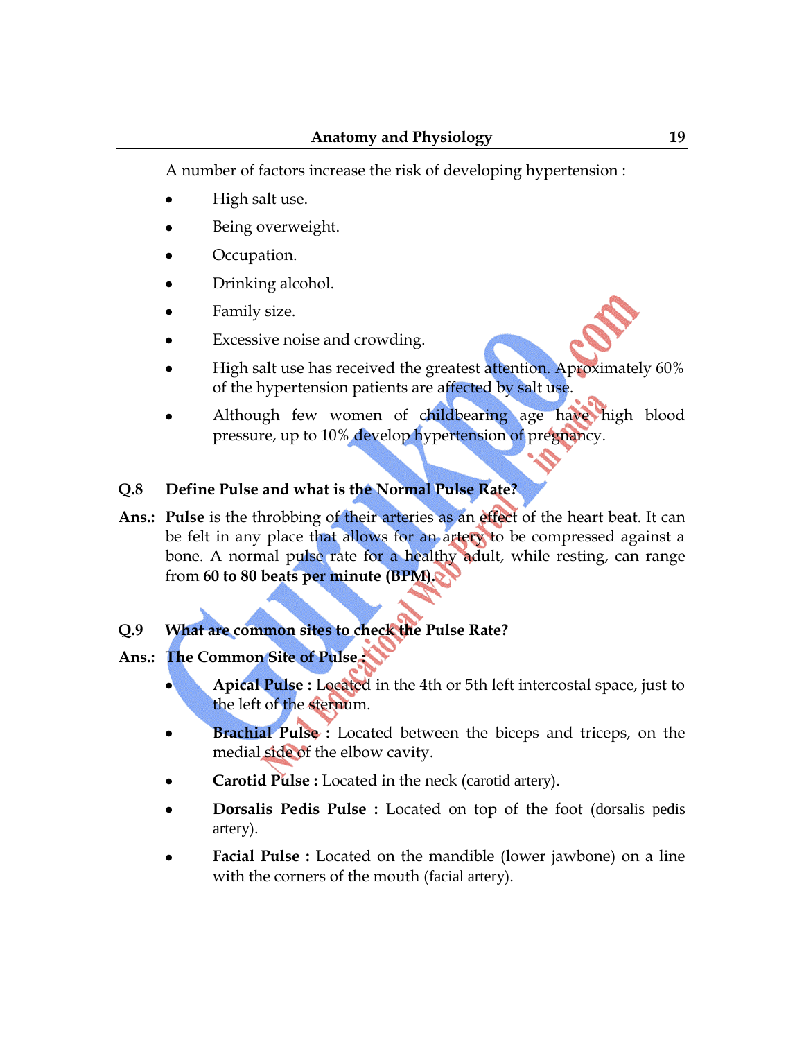A number of factors increase the risk of developing hypertension :

- High salt use.
- Being overweight.
- Occupation.
- Drinking alcohol.
- Family size.
- Excessive noise and crowding.
- High salt use has received the greatest attention. Aproximately 60% of the hypertension patients are affected by salt use.
- Although few women of childbearing age have high blood pressure, up to 10% develop hypertension of pregnancy.

**Q.8 Define Pulse and what is the Normal Pulse Rate?**

**Ans.:** **Pulse** is the throbbing of their arteries as an effect of the heart beat. It can be felt in any place that allows for an artery to be compressed against a bone. A normal pulse rate for a healthy adult, while resting, can range from **60 to 80 beats per minute (BPM).**

**Q.9 What are common sites to check the Pulse Rate?**

**Ans.:** **The Common Site of Pulse :**

- **Apical Pulse :** Located in the 4th or 5th left intercostal space, just to the left of the sternum.
- **Brachial Pulse :** Located between the biceps and triceps, on the medial side of the elbow cavity.
- **Carotid Pulse :** Located in the neck (carotid artery).
- **Dorsalis Pedis Pulse :** Located on top of the foot (dorsalis pedis artery).
- **Facial Pulse :** Located on the mandible (lower jawbone) on a line with the corners of the mouth (facial artery).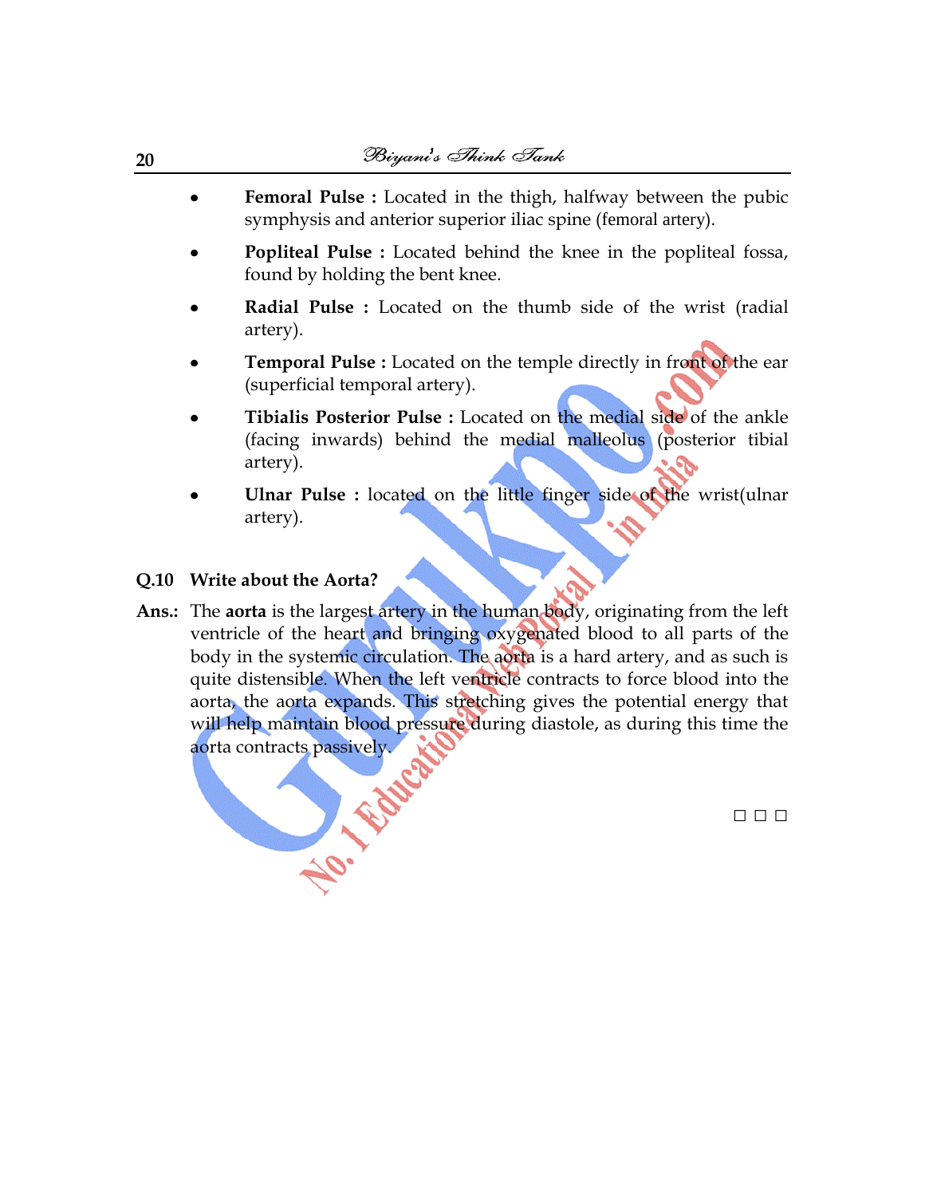- **Femoral Pulse :** Located in the thigh, halfway between the pubic symphysis and anterior superior iliac spine (femoral artery).
- **Popliteal Pulse :** Located behind the knee in the popliteal fossa, found by holding the bent knee.
- **Radial Pulse :** Located on the thumb side of the wrist (radial artery).
- **Temporal Pulse :** Located on the temple directly in front of the ear (superficial temporal artery).
- **Tibialis Posterior Pulse :** Located on the medial side of the ankle (facing inwards) behind the medial malleolus (posterior tibial artery).
- **Ulnar Pulse :** located on the little finger side of the wrist(ulnar artery).

**Q.10 Write about the Aorta?**

**Ans.:** The **aorta** is the largest artery in the human body, originating from the left ventricle of the heart and bringing oxygenated blood to all parts of the body in the systemic circulation. The aorta is a hard artery, and as such is quite distensible. When the left ventricle contracts to force blood into the aorta, the aorta expands. This stretching gives the potential energy that will help maintain blood pressure during diastole, as during this time the aorta contracts passively.

□ □ □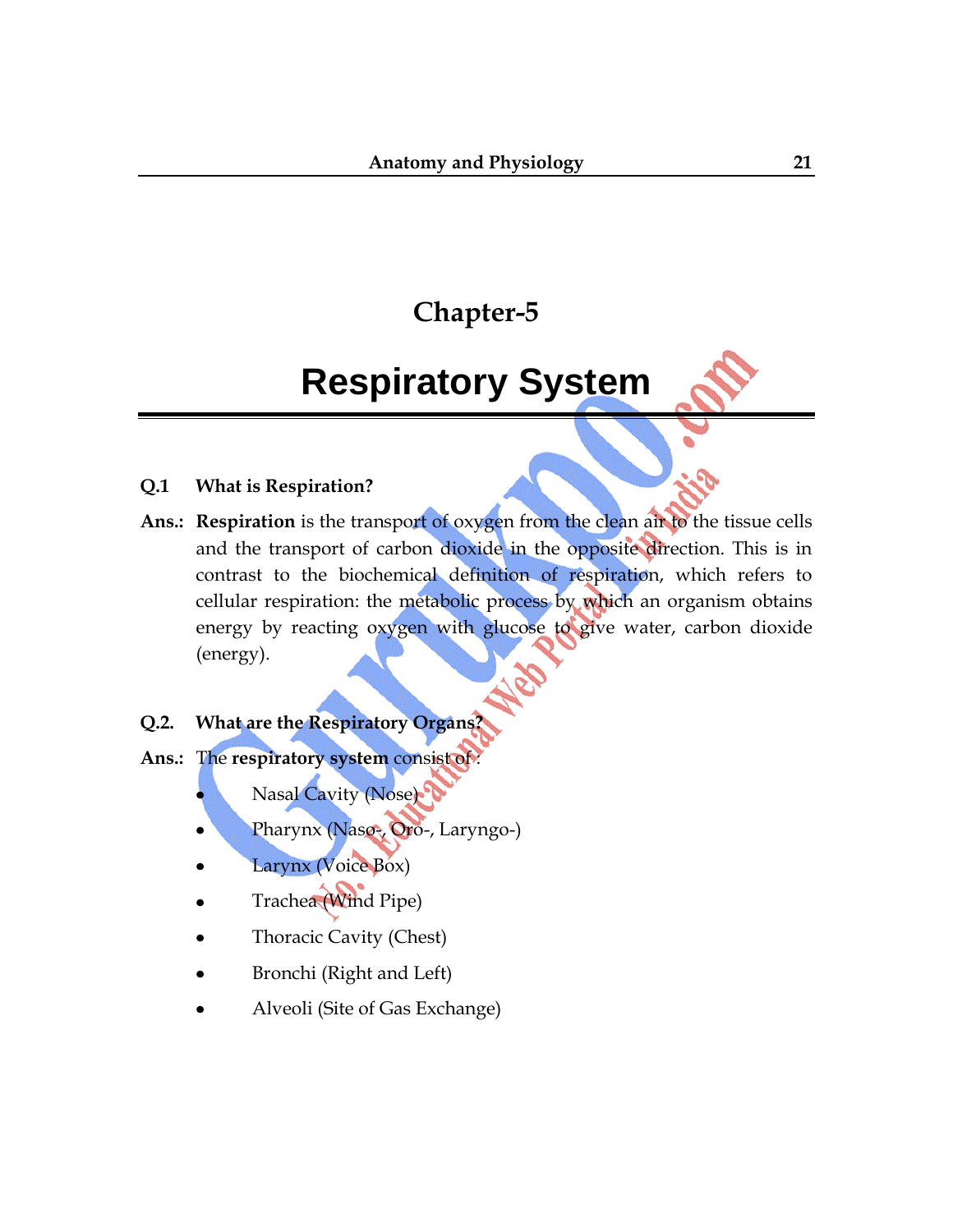# Chapter-5

# Respiratory System

**Q.1 What is Respiration?**

**Ans.:** **Respiration** is the transport of oxygen from the clean air to the tissue cells and the transport of carbon dioxide in the opposite direction. This is in contrast to the biochemical definition of respiration, which refers to cellular respiration: the metabolic process by which an organism obtains energy by reacting oxygen with glucose to give water, carbon dioxide (energy).

**Q.2. What are the Respiratory Organs?**

**Ans.:** The **respiratory system** consist of :

- Nasal Cavity (Nose)
- Pharynx (Naso-, Oro-, Laryngo-)
- Larynx (Voice Box)
- Trachea (Wind Pipe)
- Thoracic Cavity (Chest)
- Bronchi (Right and Left)
- Alveoli (Site of Gas Exchange)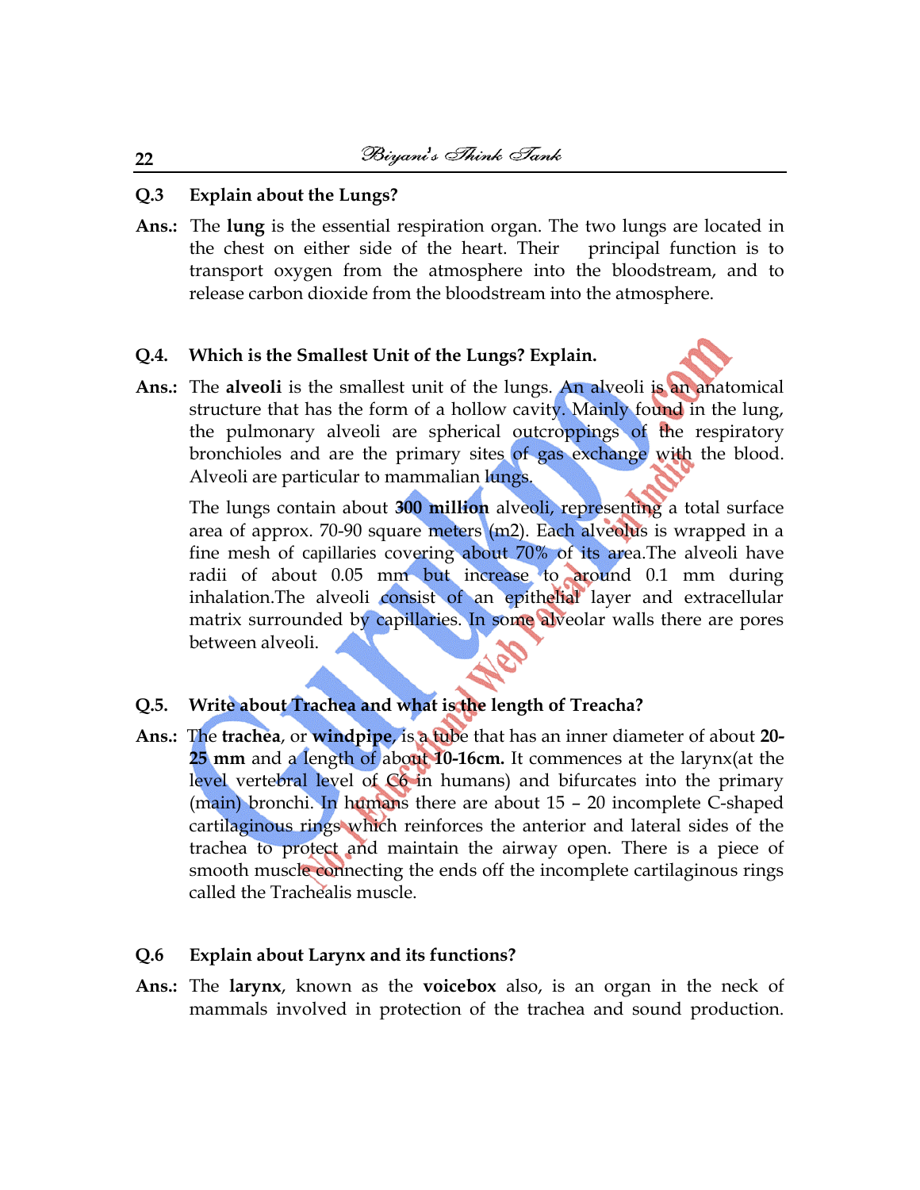**Q.3 Explain about the Lungs?**

**Ans.:** The **lung** is the essential respiration organ. The two lungs are located in the chest on either side of the heart. Their principal function is to transport oxygen from the atmosphere into the bloodstream, and to release carbon dioxide from the bloodstream into the atmosphere.

**Q.4. Which is the Smallest Unit of the Lungs? Explain.**

**Ans.:** The **alveoli** is the smallest unit of the lungs. An alveoli is an anatomical structure that has the form of a hollow cavity. Mainly found in the lung, the pulmonary alveoli are spherical outcroppings of the respiratory bronchioles and are the primary sites of gas exchange with the blood. Alveoli are particular to mammalian lungs.

The lungs contain about **300 million** alveoli, representing a total surface area of approx. 70-90 square meters (m2). Each alveolus is wrapped in a fine mesh of capillaries covering about 70% of its area.The alveoli have radii of about 0.05 mm but increase to around 0.1 mm during inhalation.The alveoli consist of an epithelial layer and extracellular matrix surrounded by capillaries. In some alveolar walls there are pores between alveoli.

**Q.5. Write about Trachea and what is the length of Treacha?**

**Ans.:** The **trachea**, or **windpipe**, is a tube that has an inner diameter of about **20-25 mm** and a length of about **10-16cm.** It commences at the larynx(at the level vertebral level of C6 in humans) and bifurcates into the primary (main) bronchi. In humans there are about 15 – 20 incomplete C-shaped cartilaginous rings which reinforces the anterior and lateral sides of the trachea to protect and maintain the airway open. There is a piece of smooth muscle connecting the ends off the incomplete cartilaginous rings called the Trachealis muscle.

**Q.6 Explain about Larynx and its functions?**

**Ans.:** The **larynx**, known as the **voicebox** also, is an organ in the neck of mammals involved in protection of the trachea and sound production.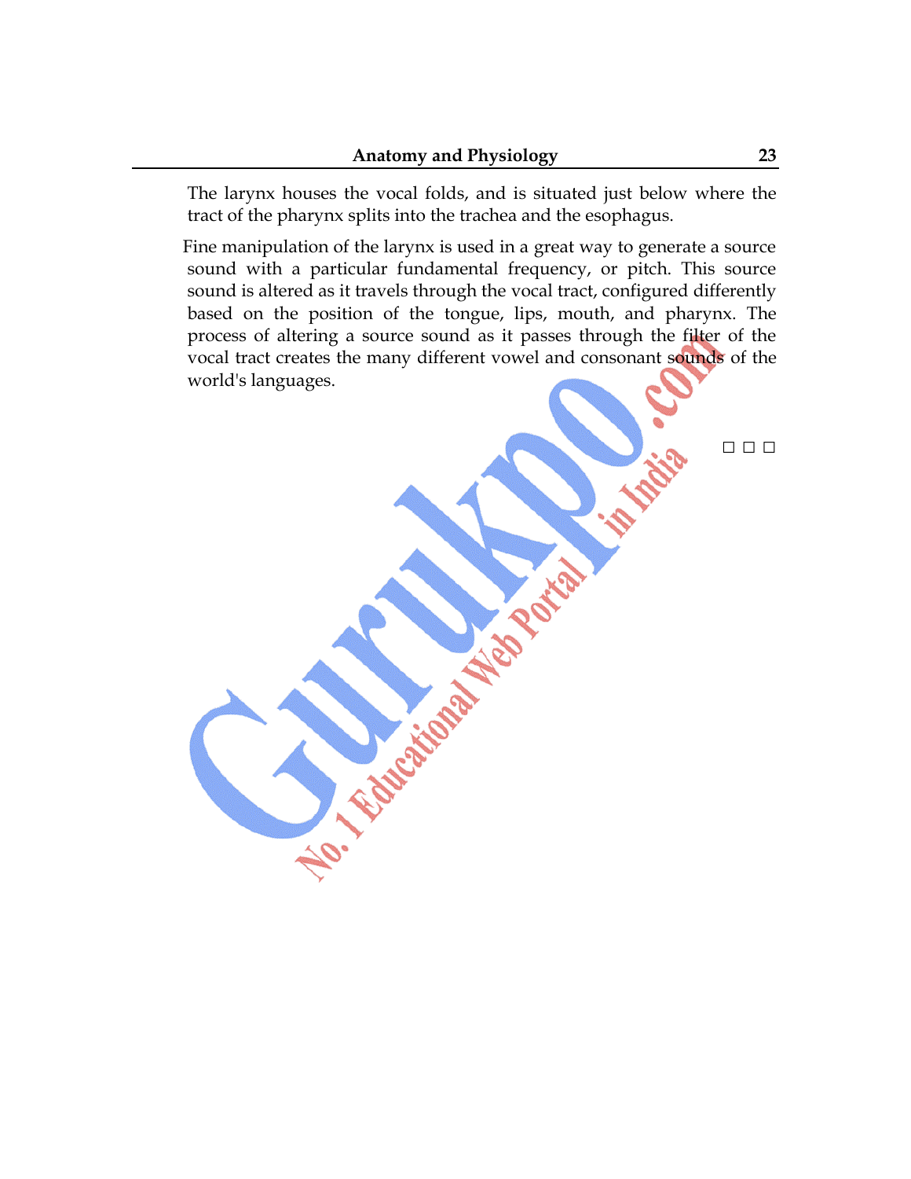The larynx houses the vocal folds, and is situated just below where the tract of the pharynx splits into the trachea and the esophagus.

Fine manipulation of the larynx is used in a great way to generate a source sound with a particular fundamental frequency, or pitch. This source sound is altered as it travels through the vocal tract, configured differently based on the position of the tongue, lips, mouth, and pharynx. The process of altering a source sound as it passes through the filter of the vocal tract creates the many different vowel and consonant sounds of the world's languages.

□ □ □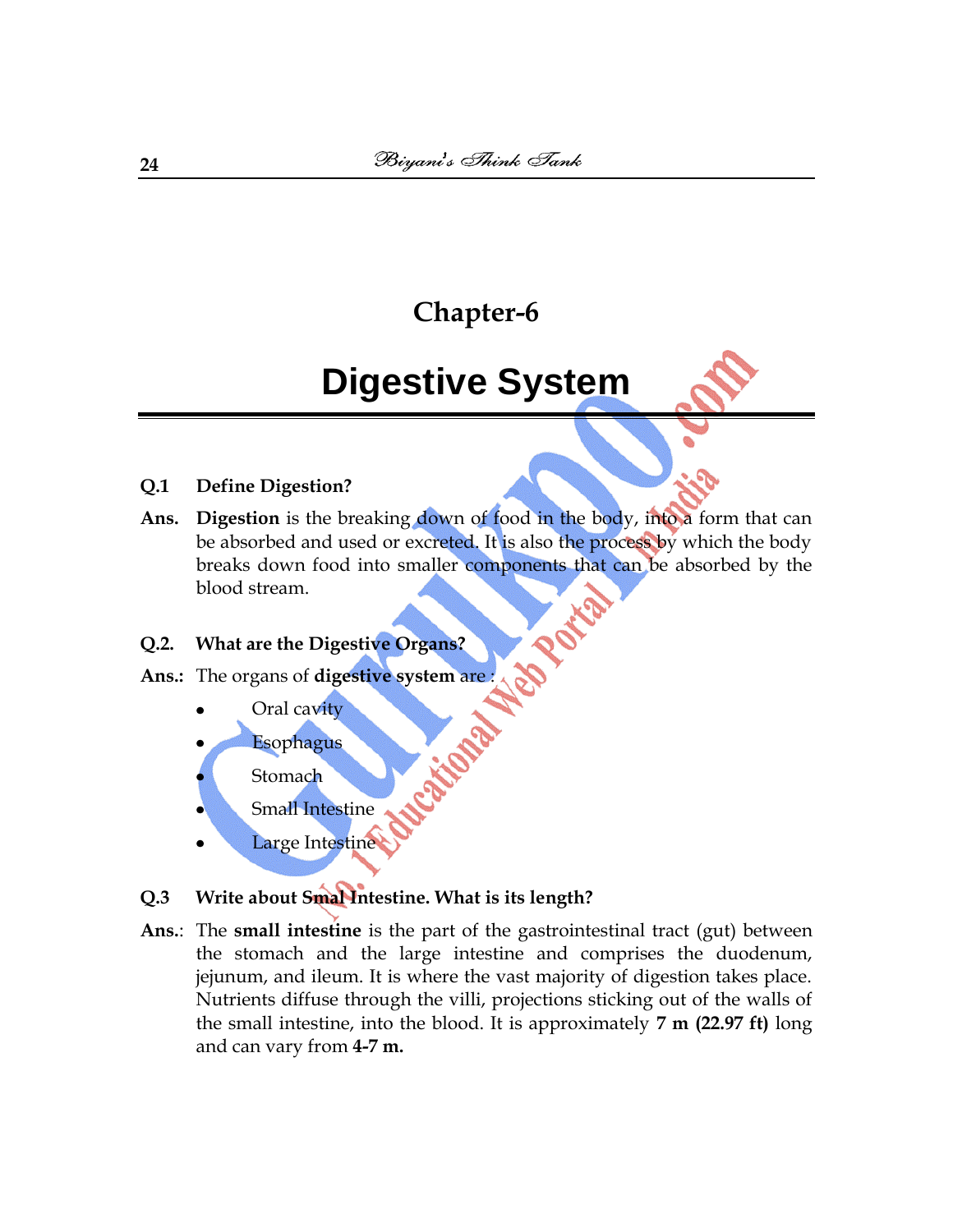## Chapter-6

# Digestive System

**Q.1 Define Digestion?**

**Ans.** **Digestion** is the breaking down of food in the body, into a form that can be absorbed and used or excreted. It is also the process by which the body breaks down food into smaller components that can be absorbed by the blood stream.

**Q.2. What are the Digestive Organs?**

**Ans.:** The organs of **digestive system** are :

- Oral cavity
- Esophagus
- Stomach
- Small Intestine
- Large Intestine

**Q.3 Write about Smal Intestine. What is its length?**

**Ans.**: The **small intestine** is the part of the gastrointestinal tract (gut) between the stomach and the large intestine and comprises the duodenum, jejunum, and ileum. It is where the vast majority of digestion takes place. Nutrients diffuse through the villi, projections sticking out of the walls of the small intestine, into the blood. It is approximately **7 m (22.97 ft)** long and can vary from **4-7 m.**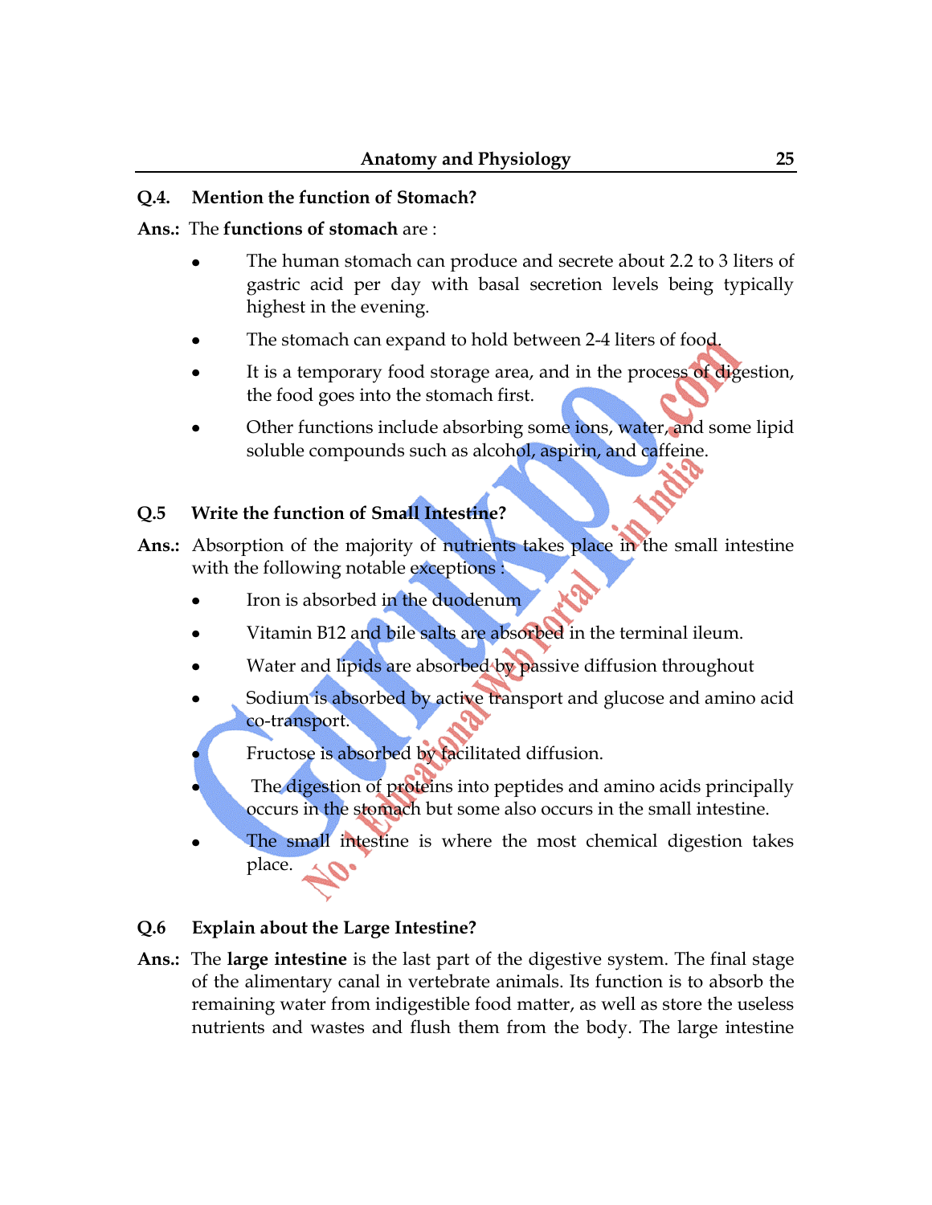**Q.4. Mention the function of Stomach?**

**Ans.:** The **functions of stomach** are :

- The human stomach can produce and secrete about 2.2 to 3 liters of gastric acid per day with basal secretion levels being typically highest in the evening.
- The stomach can expand to hold between 2-4 liters of food.
- It is a temporary food storage area, and in the process of digestion, the food goes into the stomach first.
- Other functions include absorbing some ions, water, and some lipid soluble compounds such as alcohol, aspirin, and caffeine.

**Q.5 Write the function of Small Intestine?**

**Ans.:** Absorption of the majority of nutrients takes place in the small intestine with the following notable exceptions :

- Iron is absorbed in the duodenum
- Vitamin B12 and bile salts are absorbed in the terminal ileum.
- Water and lipids are absorbed by passive diffusion throughout
- Sodium is absorbed by active transport and glucose and amino acid co-transport.
- Fructose is absorbed by facilitated diffusion.
- The digestion of proteins into peptides and amino acids principally occurs in the stomach but some also occurs in the small intestine.
- The small intestine is where the most chemical digestion takes place.

**Q.6 Explain about the Large Intestine?**

**Ans.:** The **large intestine** is the last part of the digestive system. The final stage of the alimentary canal in vertebrate animals. Its function is to absorb the remaining water from indigestible food matter, as well as store the useless nutrients and wastes and flush them from the body. The large intestine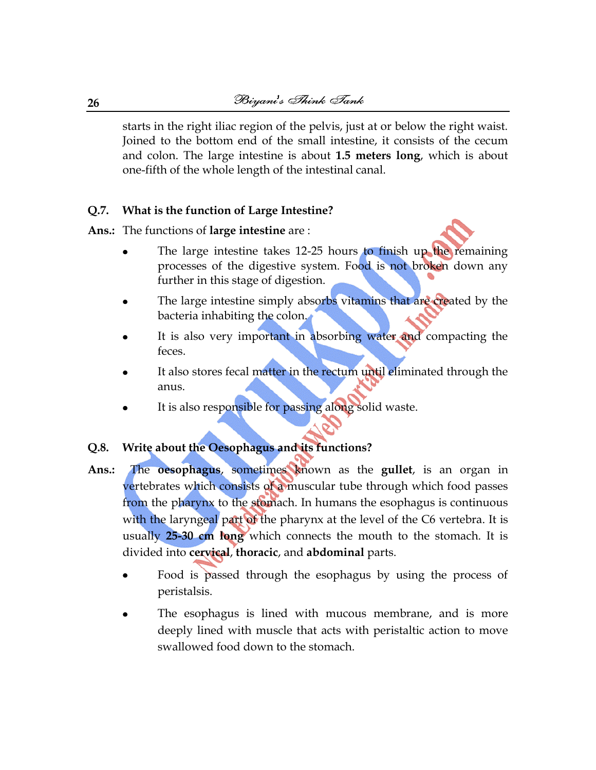starts in the right iliac region of the pelvis, just at or below the right waist. Joined to the bottom end of the small intestine, it consists of the cecum and colon. The large intestine is about **1.5 meters long**, which is about one-fifth of the whole length of the intestinal canal.

**Q.7. What is the function of Large Intestine?**

**Ans.:** The functions of **large intestine** are :

- The large intestine takes 12-25 hours to finish up the remaining processes of the digestive system. Food is not broken down any further in this stage of digestion.
- The large intestine simply absorbs vitamins that are created by the bacteria inhabiting the colon.
- It is also very important in absorbing water and compacting the feces.
- It also stores fecal matter in the rectum until eliminated through the anus.
- It is also responsible for passing along solid waste.

**Q.8. Write about the Oesophagus and its functions?**

**Ans.:** The **oesophagus**, sometimes known as the **gullet**, is an organ in vertebrates which consists of a muscular tube through which food passes from the pharynx to the stomach. In humans the esophagus is continuous with the laryngeal part of the pharynx at the level of the C6 vertebra. It is usually **25-30 cm long** which connects the mouth to the stomach. It is divided into **cervical**, **thoracic**, and **abdominal** parts.

- Food is passed through the esophagus by using the process of peristalsis.
- The esophagus is lined with mucous membrane, and is more deeply lined with muscle that acts with peristaltic action to move swallowed food down to the stomach.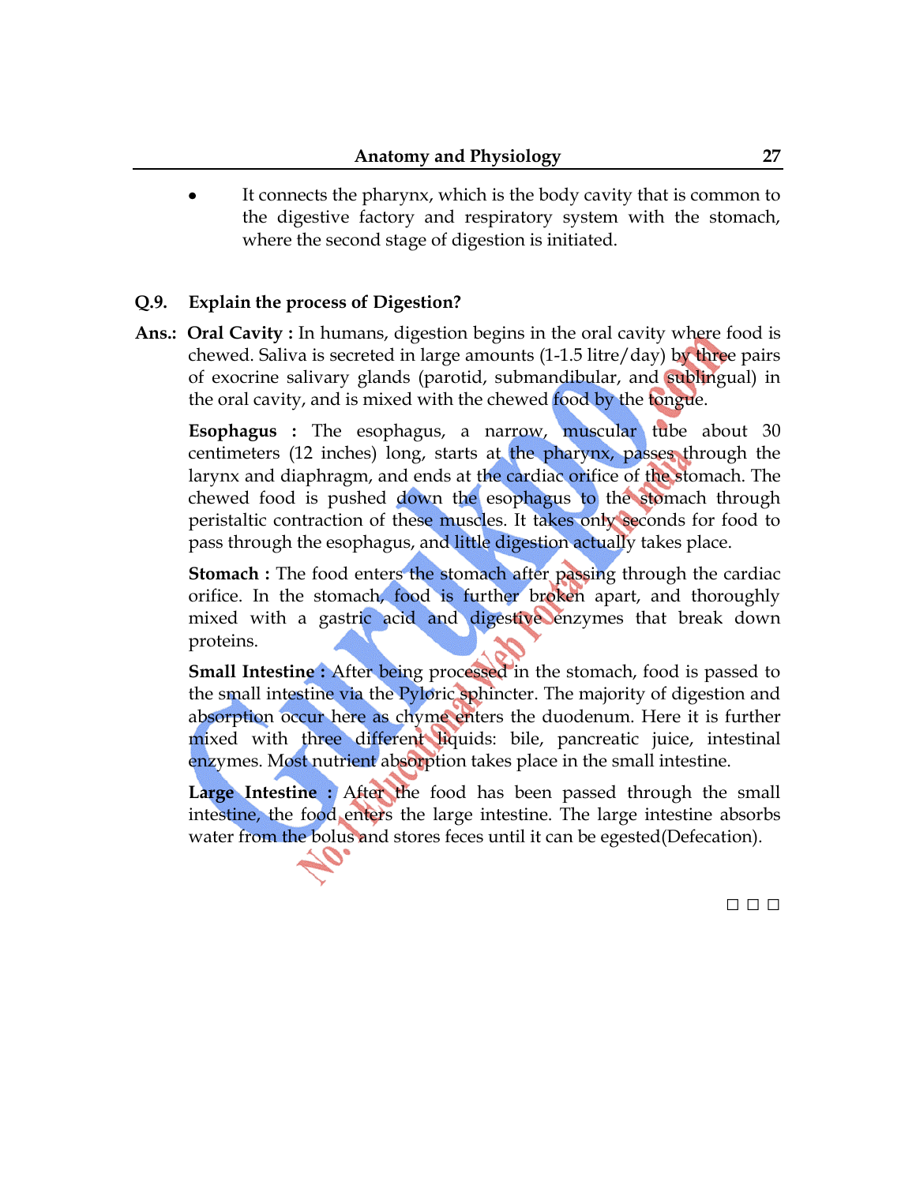- It connects the pharynx, which is the body cavity that is common to the digestive factory and respiratory system with the stomach, where the second stage of digestion is initiated.

**Q.9. Explain the process of Digestion?**

**Ans.: Oral Cavity :** In humans, digestion begins in the oral cavity where food is chewed. Saliva is secreted in large amounts (1-1.5 litre/day) by three pairs of exocrine salivary glands (parotid, submandibular, and sublingual) in the oral cavity, and is mixed with the chewed food by the tongue.

**Esophagus :** The esophagus, a narrow, muscular tube about 30 centimeters (12 inches) long, starts at the pharynx, passes through the larynx and diaphragm, and ends at the cardiac orifice of the stomach. The chewed food is pushed down the esophagus to the stomach through peristaltic contraction of these muscles. It takes only seconds for food to pass through the esophagus, and little digestion actually takes place.

**Stomach :** The food enters the stomach after passing through the cardiac orifice. In the stomach, food is further broken apart, and thoroughly mixed with a gastric acid and digestive enzymes that break down proteins.

**Small Intestine :** After being processed in the stomach, food is passed to the small intestine via the Pyloric sphincter. The majority of digestion and absorption occur here as chyme enters the duodenum. Here it is further mixed with three different liquids: bile, pancreatic juice, intestinal enzymes. Most nutrient absorption takes place in the small intestine.

**Large Intestine :** After the food has been passed through the small intestine, the food enters the large intestine. The large intestine absorbs water from the bolus and stores feces until it can be egested(Defecation).

□ □ □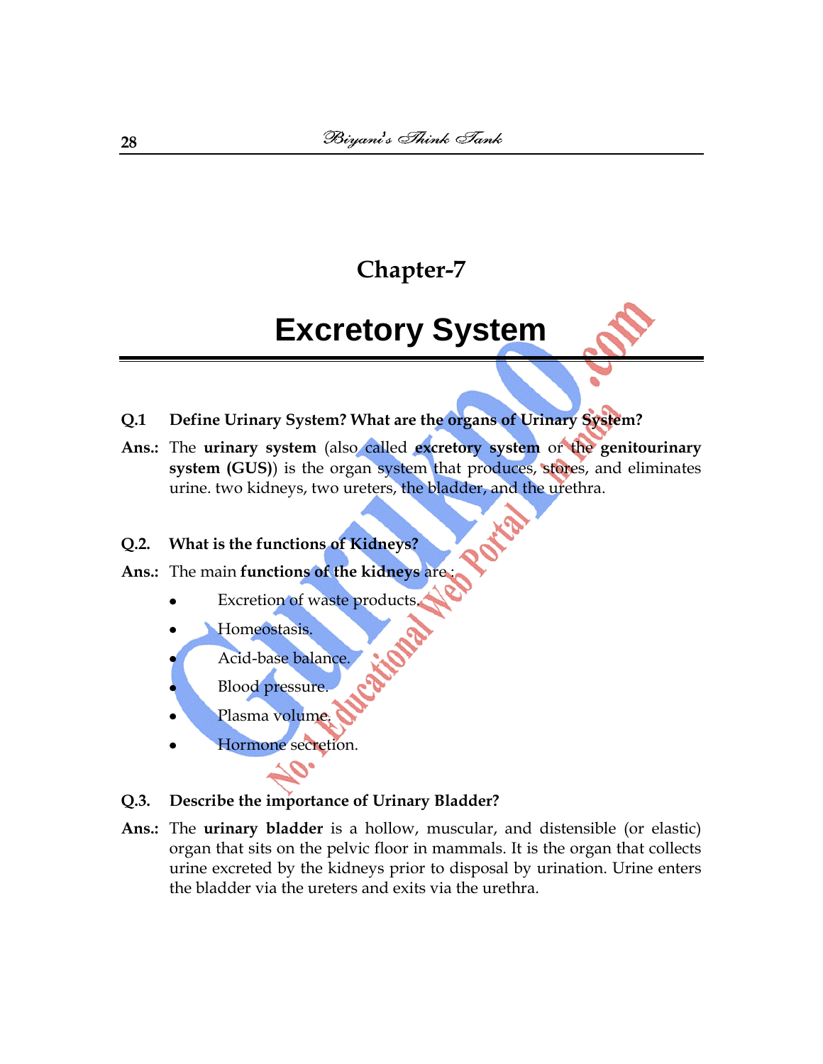# Chapter-7

# Excretory System

**Q.1 Define Urinary System? What are the organs of Urinary System?**

**Ans.:** The **urinary system** (also called **excretory system** or the **genitourinary system (GUS)**) is the organ system that produces, stores, and eliminates urine. two kidneys, two ureters, the bladder, and the urethra.

**Q.2. What is the functions of Kidneys?**

**Ans.:** The main **functions of the kidneys** are :

- Excretion of waste products.
- Homeostasis.
- Acid-base balance.
- Blood pressure.
- Plasma volume.
- Hormone secretion.

**Q.3. Describe the importance of Urinary Bladder?**

**Ans.:** The **urinary bladder** is a hollow, muscular, and distensible (or elastic) organ that sits on the pelvic floor in mammals. It is the organ that collects urine excreted by the kidneys prior to disposal by urination. Urine enters the bladder via the ureters and exits via the urethra.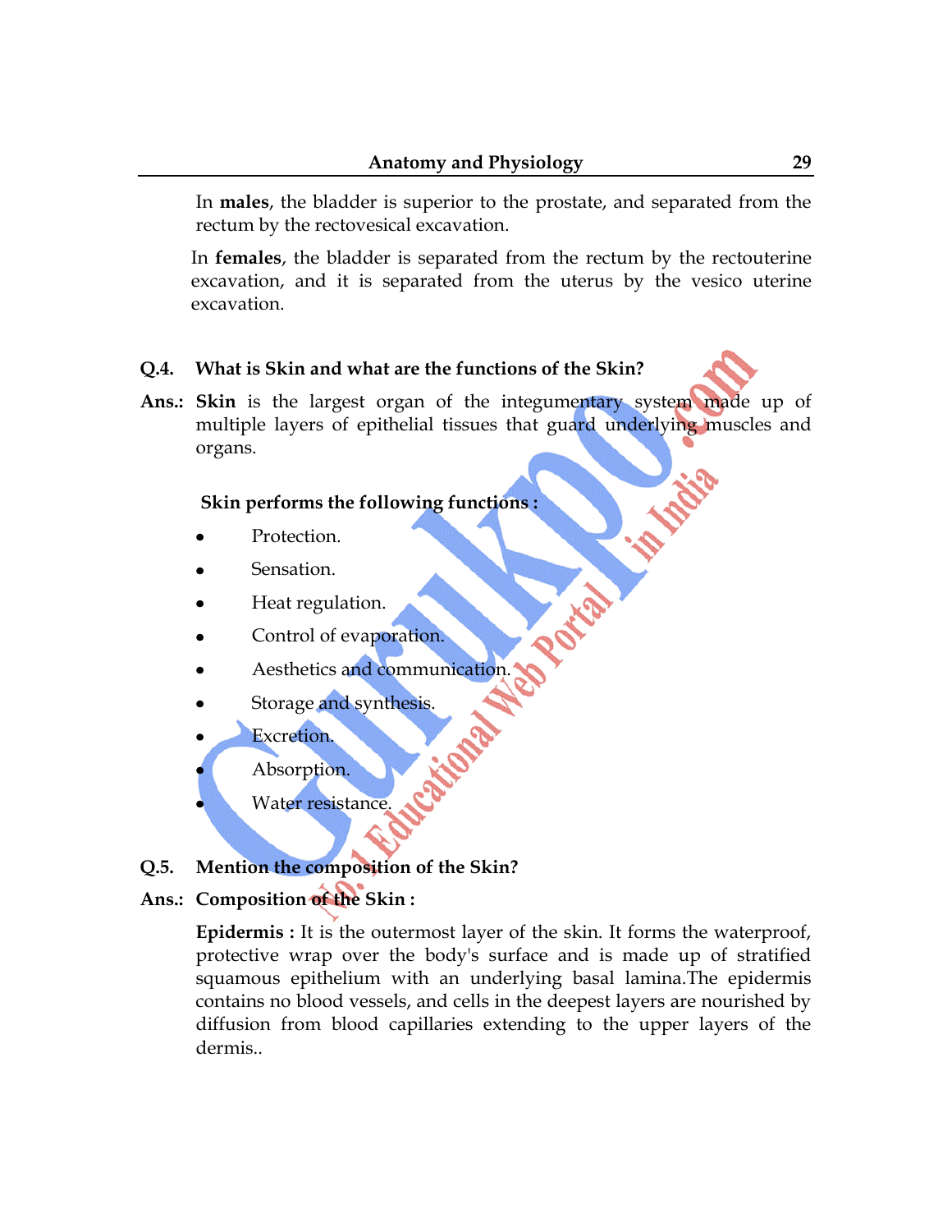In **males**, the bladder is superior to the prostate, and separated from the rectum by the rectovesical excavation.

In **females**, the bladder is separated from the rectum by the rectouterine excavation, and it is separated from the uterus by the vesico uterine excavation.

**Q.4. What is Skin and what are the functions of the Skin?**

**Ans.:** **Skin** is the largest organ of the integumentary system made up of multiple layers of epithelial tissues that guard underlying muscles and organs.

**Skin performs the following functions :**

- Protection.
- Sensation.
- Heat regulation.
- Control of evaporation.
- Aesthetics and communication.
- Storage and synthesis.
- Excretion.
- Absorption.
- Water resistance.

**Q.5. Mention the composition of the Skin?**

**Ans.:** **Composition of the Skin :**

**Epidermis :** It is the outermost layer of the skin. It forms the waterproof, protective wrap over the body's surface and is made up of stratified squamous epithelium with an underlying basal lamina.The epidermis contains no blood vessels, and cells in the deepest layers are nourished by diffusion from blood capillaries extending to the upper layers of the dermis..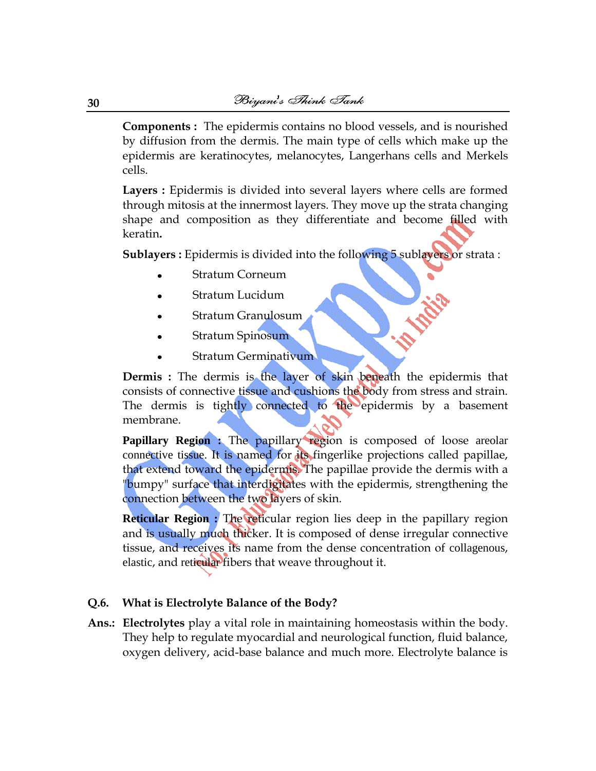**Components :** The epidermis contains no blood vessels, and is nourished by diffusion from the dermis. The main type of cells which make up the epidermis are keratinocytes, melanocytes, Langerhans cells and Merkels cells.

**Layers :** Epidermis is divided into several layers where cells are formed through mitosis at the innermost layers. They move up the strata changing shape and composition as they differentiate and become filled with keratin**.**

**Sublayers :** Epidermis is divided into the following 5 sublayers or strata :

- Stratum Corneum
- Stratum Lucidum
- Stratum Granulosum
- Stratum Spinosum
- Stratum Germinativum

**Dermis :** The dermis is the layer of skin beneath the epidermis that consists of connective tissue and cushions the body from stress and strain. The dermis is tightly connected to the epidermis by a basement membrane.

**Papillary Region :** The papillary region is composed of loose areolar connective tissue. It is named for its fingerlike projections called papillae, that extend toward the epidermis. The papillae provide the dermis with a "bumpy" surface that interdigitates with the epidermis, strengthening the connection between the two layers of skin.

**Reticular Region :** The reticular region lies deep in the papillary region and is usually much thicker. It is composed of dense irregular connective tissue, and receives its name from the dense concentration of collagenous, elastic, and reticular fibers that weave throughout it.

**Q.6. What is Electrolyte Balance of the Body?**

**Ans.:** **Electrolytes** play a vital role in maintaining homeostasis within the body. They help to regulate myocardial and neurological function, fluid balance, oxygen delivery, acid-base balance and much more. Electrolyte balance is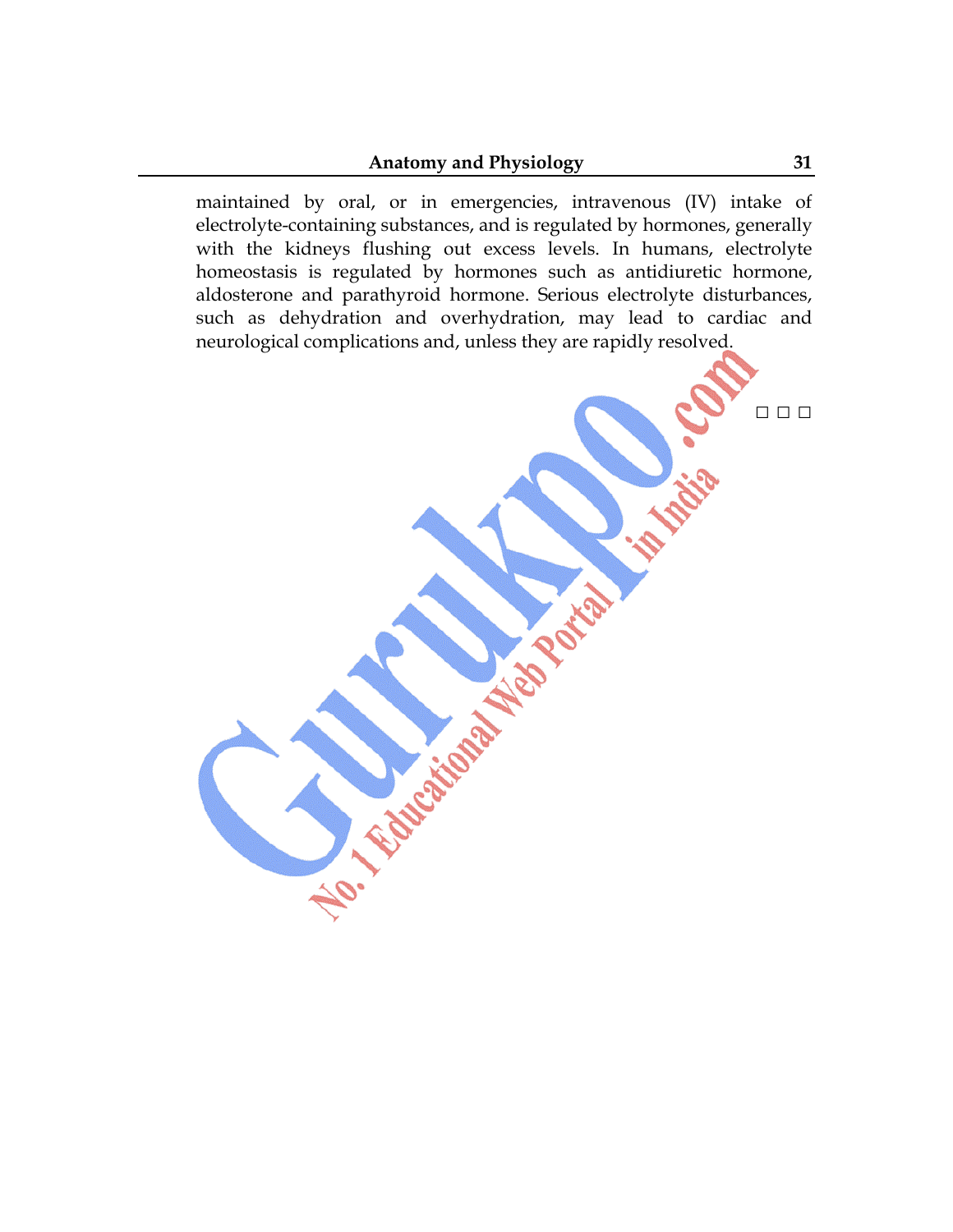maintained by oral, or in emergencies, intravenous (IV) intake of electrolyte-containing substances, and is regulated by hormones, generally with the kidneys flushing out excess levels. In humans, electrolyte homeostasis is regulated by hormones such as antidiuretic hormone, aldosterone and parathyroid hormone. Serious electrolyte disturbances, such as dehydration and overhydration, may lead to cardiac and neurological complications and, unless they are rapidly resolved.

□ □ □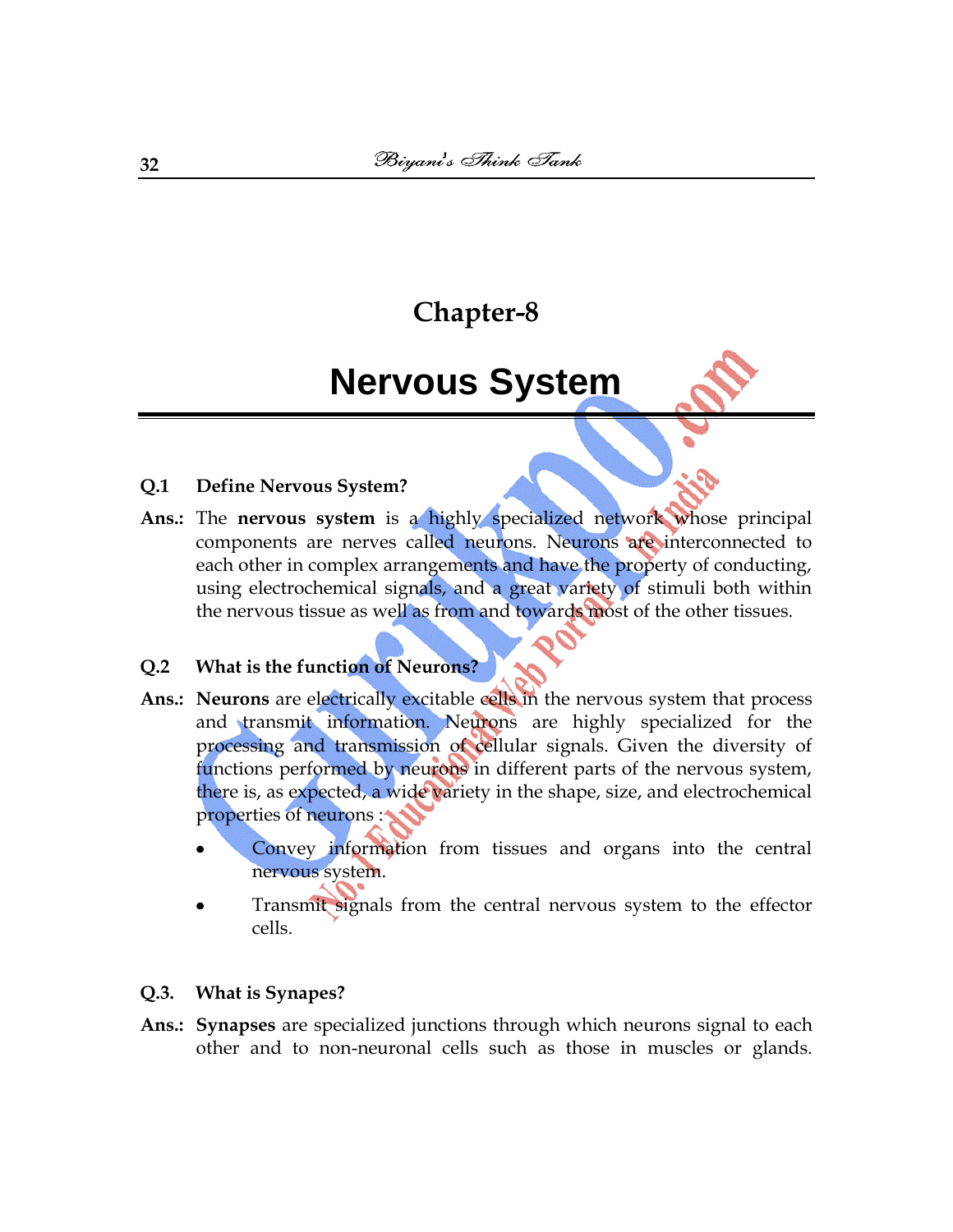## Chapter-8

# Nervous System

**Q.1 Define Nervous System?**

**Ans.:** The **nervous system** is a highly specialized network whose principal components are nerves called neurons. Neurons are interconnected to each other in complex arrangements and have the property of conducting, using electrochemical signals, and a great variety of stimuli both within the nervous tissue as well as from and towards most of the other tissues.

**Q.2 What is the function of Neurons?**

**Ans.:** **Neurons** are electrically excitable cells in the nervous system that process and transmit information. Neurons are highly specialized for the processing and transmission of cellular signals. Given the diversity of functions performed by neurons in different parts of the nervous system, there is, as expected, a wide variety in the shape, size, and electrochemical properties of neurons :

- Convey information from tissues and organs into the central nervous system.
- Transmit signals from the central nervous system to the effector cells.

**Q.3. What is Synapes?**

**Ans.:** **Synapses** are specialized junctions through which neurons signal to each other and to non-neuronal cells such as those in muscles or glands.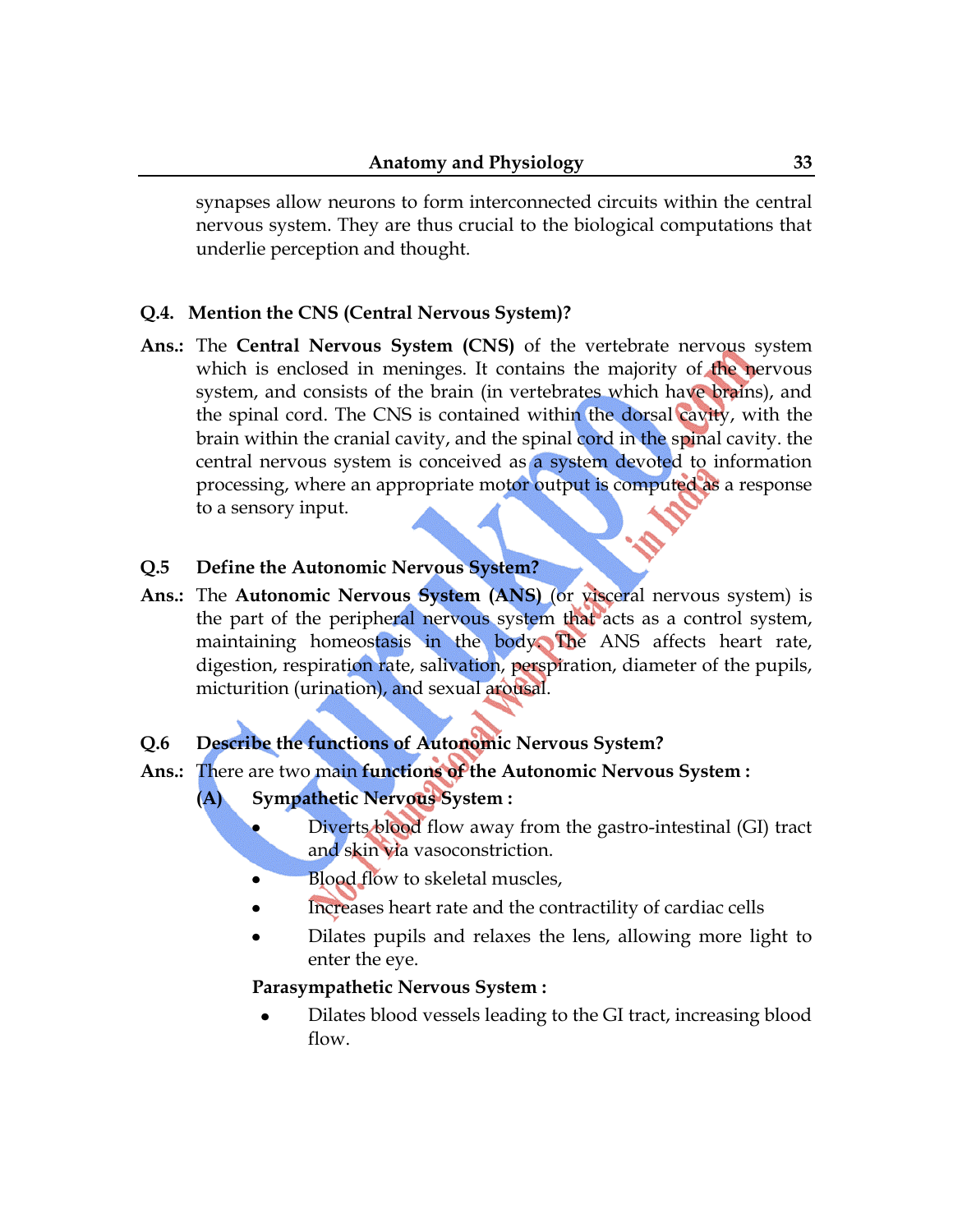synapses allow neurons to form interconnected circuits within the central nervous system. They are thus crucial to the biological computations that underlie perception and thought.

**Q.4. Mention the CNS (Central Nervous System)?**

**Ans.:** The **Central Nervous System (CNS)** of the vertebrate nervous system which is enclosed in meninges. It contains the majority of the nervous system, and consists of the brain (in vertebrates which have brains), and the spinal cord. The CNS is contained within the dorsal cavity, with the brain within the cranial cavity, and the spinal cord in the spinal cavity. the central nervous system is conceived as a system devoted to information processing, where an appropriate motor output is computed as a response to a sensory input.

**Q.5 Define the Autonomic Nervous System?**

**Ans.:** The **Autonomic Nervous System (ANS)** (or visceral nervous system) is the part of the peripheral nervous system that acts as a control system, maintaining homeostasis in the body. The ANS affects heart rate, digestion, respiration rate, salivation, perspiration, diameter of the pupils, micturition (urination), and sexual arousal.

**Q.6 Describe the functions of Autonomic Nervous System?**

**Ans.:** There are two main **functions of the Autonomic Nervous System :**

**(A) Sympathetic Nervous System :**

- Diverts blood flow away from the gastro-intestinal (GI) tract and skin via vasoconstriction.
- Blood flow to skeletal muscles,
- Increases heart rate and the contractility of cardiac cells
- Dilates pupils and relaxes the lens, allowing more light to enter the eye.

**Parasympathetic Nervous System :**

- Dilates blood vessels leading to the GI tract, increasing blood flow.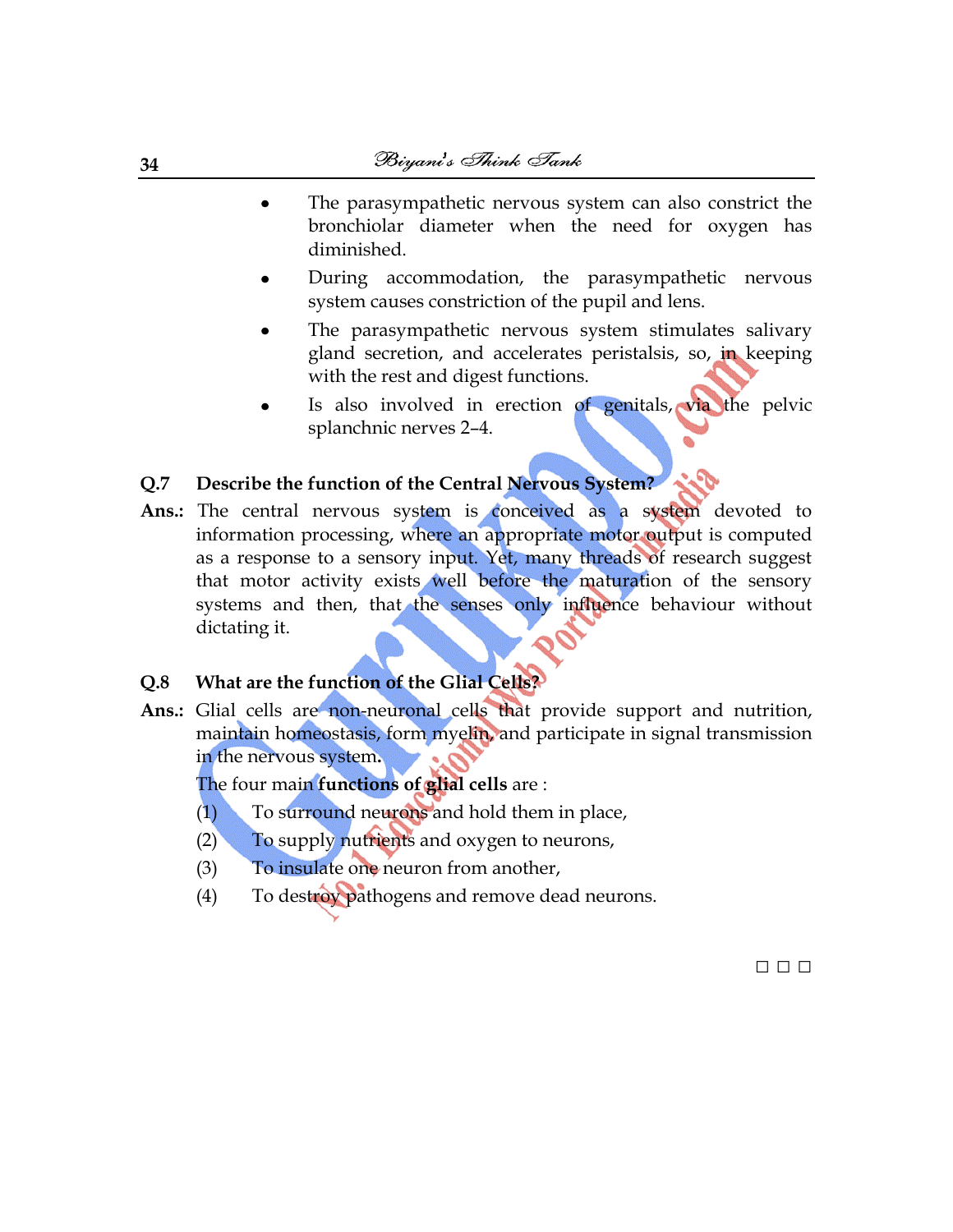- The parasympathetic nervous system can also constrict the bronchiolar diameter when the need for oxygen has diminished.
- During accommodation, the parasympathetic nervous system causes constriction of the pupil and lens.
- The parasympathetic nervous system stimulates salivary gland secretion, and accelerates peristalsis, so, in keeping with the rest and digest functions.
- Is also involved in erection of genitals, via the pelvic splanchnic nerves 2–4.

**Q.7 Describe the function of the Central Nervous System?**

**Ans.:** The central nervous system is conceived as a system devoted to information processing, where an appropriate motor output is computed as a response to a sensory input. Yet, many threads of research suggest that motor activity exists well before the maturation of the sensory systems and then, that the senses only influence behaviour without dictating it.

**Q.8 What are the function of the Glial Cells?**

**Ans.:** Glial cells are non-neuronal cells that provide support and nutrition, maintain homeostasis, form myelin, and participate in signal transmission in the nervous system.

The four main **functions of glial cells** are :

(1) To surround neurons and hold them in place,

(2) To supply nutrients and oxygen to neurons,

(3) To insulate one neuron from another,

(4) To destroy pathogens and remove dead neurons.

□ □ □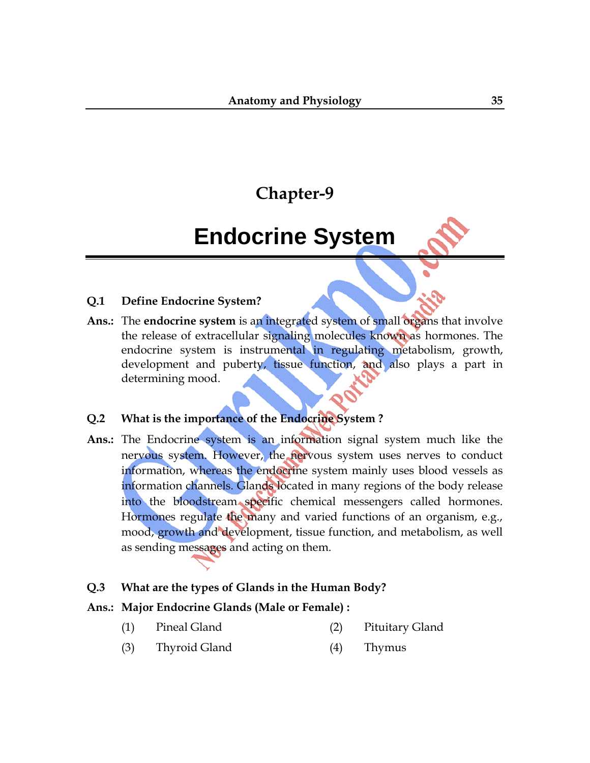## Chapter-9

# Endocrine System

**Q.1 Define Endocrine System?**

**Ans.:** The **endocrine system** is an integrated system of small organs that involve the release of extracellular signaling molecules known as hormones. The endocrine system is instrumental in regulating metabolism, growth, development and puberty, tissue function, and also plays a part in determining mood.

**Q.2 What is the importance of the Endocrine System ?**

**Ans.:** The Endocrine system is an information signal system much like the nervous system. However, the nervous system uses nerves to conduct information, whereas the endocrine system mainly uses blood vessels as information channels. Glands located in many regions of the body release into the bloodstream specific chemical messengers called hormones. Hormones regulate the many and varied functions of an organism, e.g., mood, growth and development, tissue function, and metabolism, as well as sending messages and acting on them.

**Q.3 What are the types of Glands in the Human Body?**

**Ans.:** **Major Endocrine Glands (Male or Female) :**

(1) Pineal Gland

(2) Pituitary Gland

(3) Thyroid Gland

(4) Thymus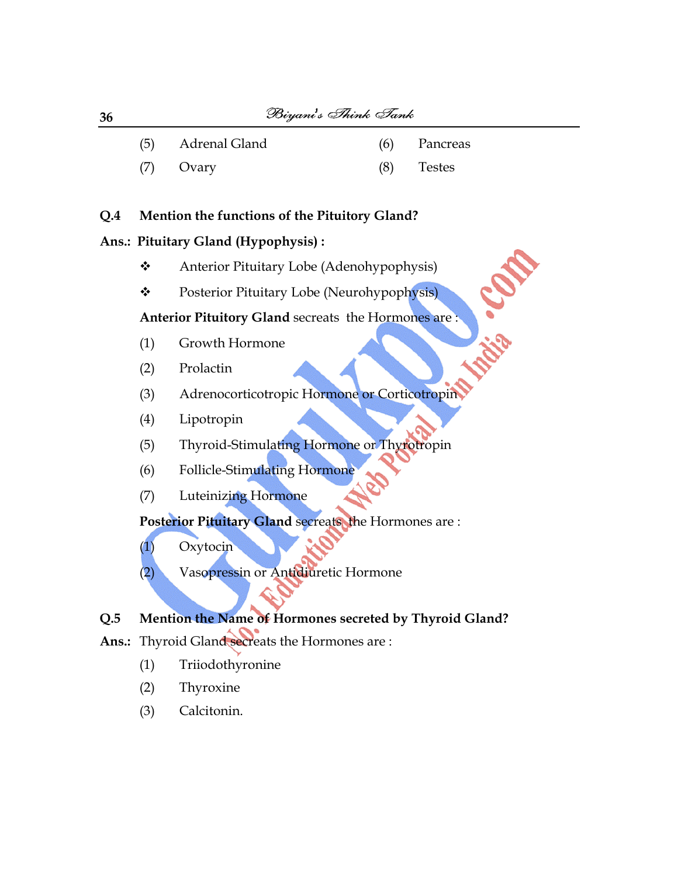(5) Adrenal Gland (6) Pancreas

(7) Ovary (8) Testes

**Q.4 Mention the functions of the Pituitory Gland?**

**Ans.: Pituitary Gland (Hypophysis) :**

- ❖ Anterior Pituitary Lobe (Adenohypophysis)
- ❖ Posterior Pituitary Lobe (Neurohypophysis)

**Anterior Pituitory Gland** secreats the Hormones are :

(1) Growth Hormone

(2) Prolactin

(3) Adrenocorticotropic Hormone or Corticotropin

(4) Lipotropin

(5) Thyroid-Stimulating Hormone or Thyrotropin

(6) Follicle-Stimulating Hormone

(7) Luteinizing Hormone

**Posterior Pituitary Gland** secreats the Hormones are :

(1) Oxytocin

(2) Vasopressin or Antidiuretic Hormone

**Q.5 Mention the Name of Hormones secreted by Thyroid Gland?**

**Ans.:** Thyroid Gland secreats the Hormones are :

(1) Triiodothyronine

(2) Thyroxine

(3) Calcitonin.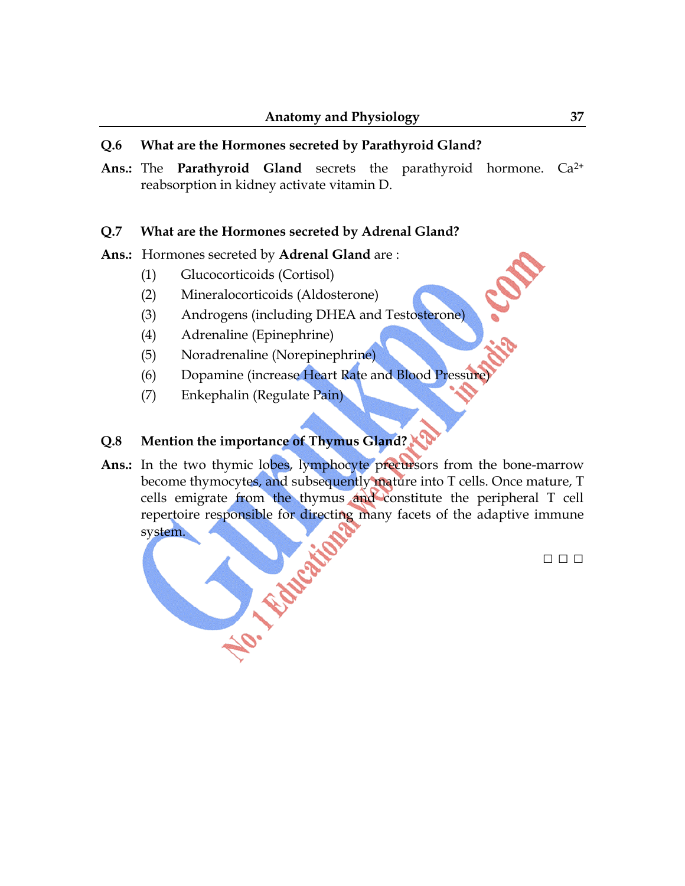**Q.6 What are the Hormones secreted by Parathyroid Gland?**

**Ans.:** The **Parathyroid Gland** secrets the parathyroid hormone. $Ca^{2+}$ reabsorption in kidney activate vitamin D.

**Q.7 What are the Hormones secreted by Adrenal Gland?**

**Ans.:** Hormones secreted by **Adrenal Gland** are :

(1) Glucocorticoids (Cortisol)

(2) Mineralocorticoids (Aldosterone)

(3) Androgens (including DHEA and Testosterone)

(4) Adrenaline (Epinephrine)

(5) Noradrenaline (Norepinephrine)

(6) Dopamine (increase Heart Rate and Blood Pressure)

(7) Enkephalin (Regulate Pain)

**Q.8 Mention the importance of Thymus Gland?**

**Ans.:** In the two thymic lobes, lymphocyte precursors from the bone-marrow become thymocytes, and subsequently mature into T cells. Once mature, T cells emigrate from the thymus and constitute the peripheral T cell repertoire responsible for directing many facets of the adaptive immune system.

□ □ □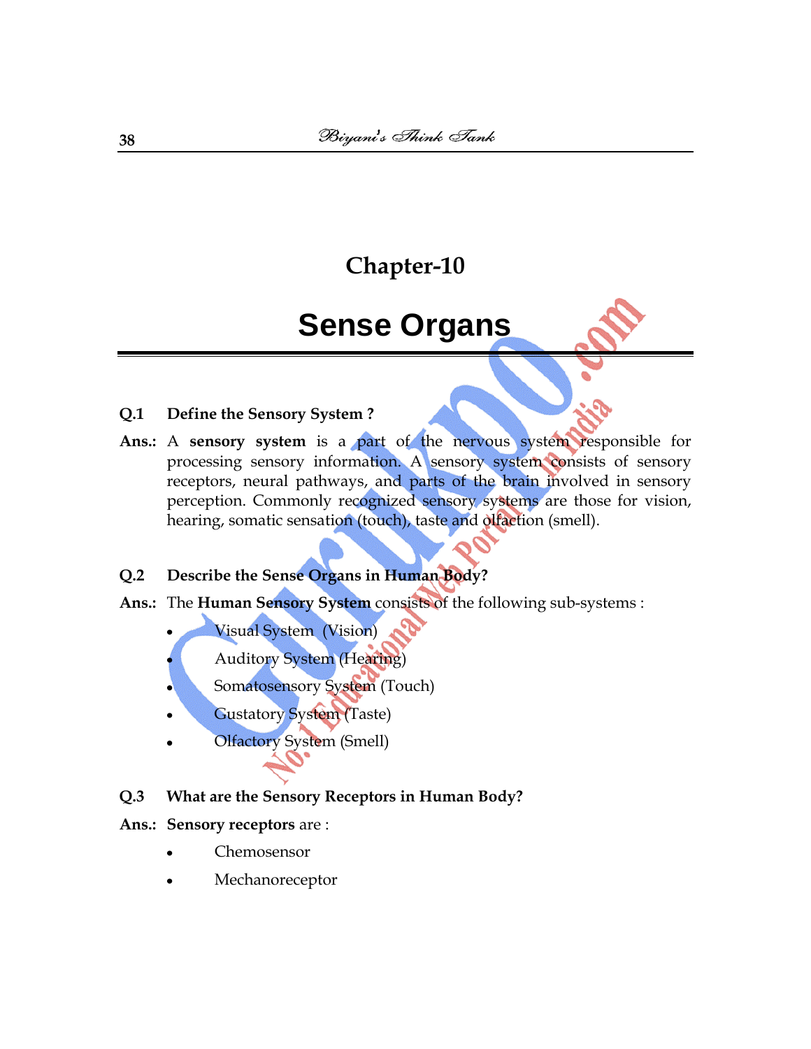# Chapter-10

# Sense Organs

**Q.1 Define the Sensory System ?**

**Ans.:** A **sensory system** is a part of the nervous system responsible for processing sensory information. A sensory system consists of sensory receptors, neural pathways, and parts of the brain involved in sensory perception. Commonly recognized sensory systems are those for vision, hearing, somatic sensation (touch), taste and olfaction (smell).

**Q.2 Describe the Sense Organs in Human Body?**

**Ans.:** The **Human Sensory System** consists of the following sub-systems :

- Visual System (Vision)
- Auditory System (Hearing)
- Somatosensory System (Touch)
- Gustatory System (Taste)
- Olfactory System (Smell)

**Q.3 What are the Sensory Receptors in Human Body?**

**Ans.:** **Sensory receptors** are :

- Chemosensor
- Mechanoreceptor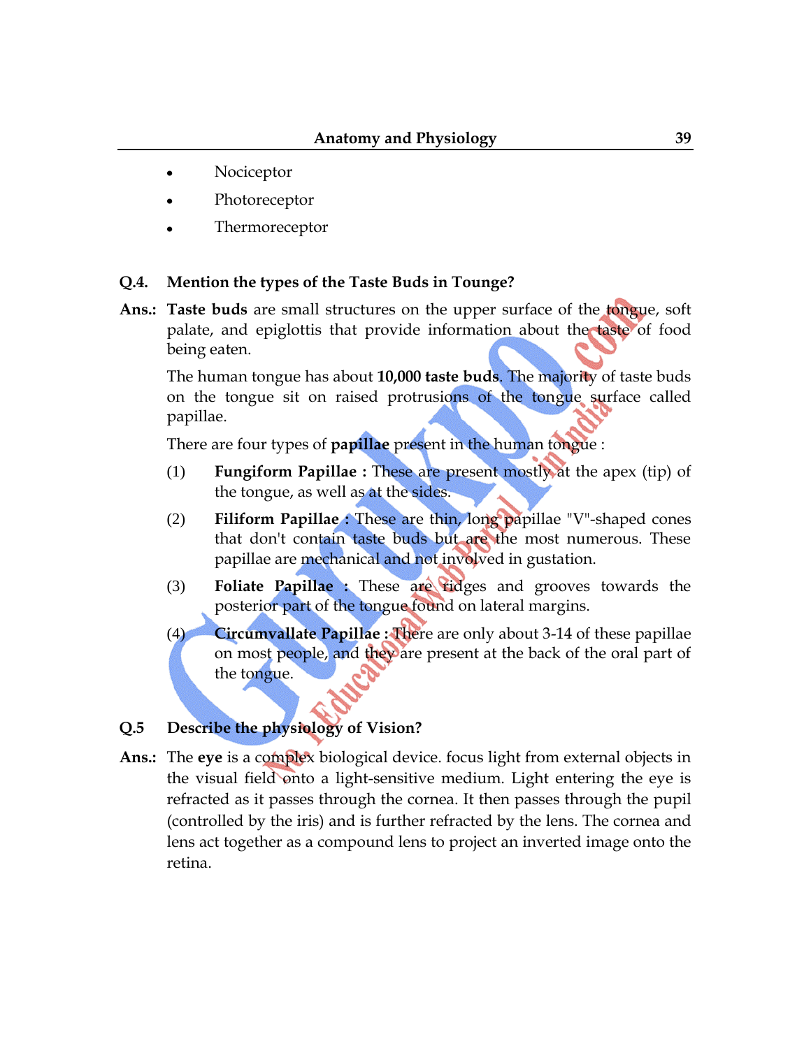- Nociceptor
- Photoreceptor
- Thermoreceptor

**Q.4. Mention the types of the Taste Buds in Tounge?**

**Ans.:** **Taste buds** are small structures on the upper surface of the tongue, soft palate, and epiglottis that provide information about the taste of food being eaten.

The human tongue has about **10,000 taste buds**. The majority of taste buds on the tongue sit on raised protrusions of the tongue surface called papillae.

There are four types of **papillae** present in the human tongue :

(1) **Fungiform Papillae :** These are present mostly at the apex (tip) of the tongue, as well as at the sides.

(2) **Filiform Papillae :** These are thin, long papillae "V"-shaped cones that don't contain taste buds but are the most numerous. These papillae are mechanical and not involved in gustation.

(3) **Foliate Papillae :** These are ridges and grooves towards the posterior part of the tongue found on lateral margins.

(4) **Circumvallate Papillae :** There are only about 3-14 of these papillae on most people, and they are present at the back of the oral part of the tongue.

**Q.5 Describe the physiology of Vision?**

**Ans.:** The **eye** is a complex biological device. focus light from external objects in the visual field onto a light-sensitive medium. Light entering the eye is refracted as it passes through the cornea. It then passes through the pupil (controlled by the iris) and is further refracted by the lens. The cornea and lens act together as a compound lens to project an inverted image onto the retina.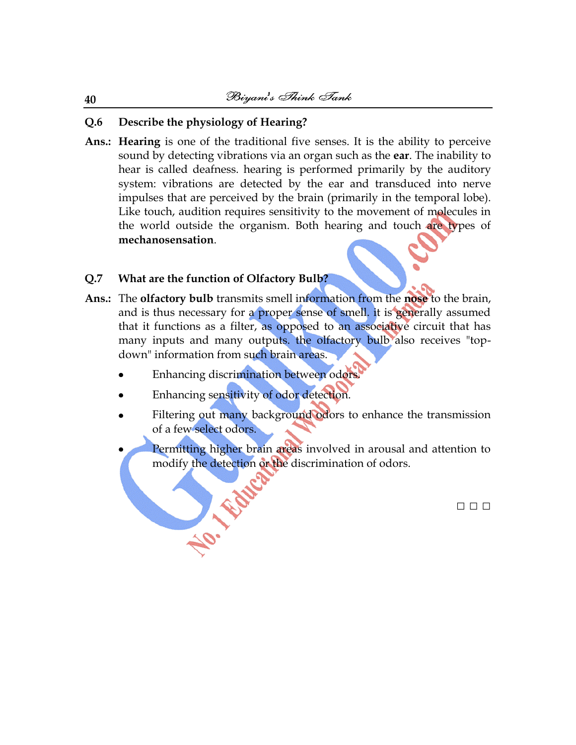**Q.6 Describe the physiology of Hearing?**

**Ans.:** **Hearing** is one of the traditional five senses. It is the ability to perceive sound by detecting vibrations via an organ such as the **ear**. The inability to hear is called deafness. hearing is performed primarily by the auditory system: vibrations are detected by the ear and transduced into nerve impulses that are perceived by the brain (primarily in the temporal lobe). Like touch, audition requires sensitivity to the movement of molecules in the world outside the organism. Both hearing and touch are types of **mechanosensation**.

**Q.7 What are the function of Olfactory Bulb?**

**Ans.:** The **olfactory bulb** transmits smell information from the **nose** to the brain, and is thus necessary for a proper sense of smell. it is generally assumed that it functions as a filter, as opposed to an associative circuit that has many inputs and many outputs. the olfactory bulb also receives "top-down" information from such brain areas.

- Enhancing discrimination between odors.
- Enhancing sensitivity of odor detection.
- Filtering out many background odors to enhance the transmission of a few select odors.
- Permitting higher brain areas involved in arousal and attention to modify the detection or the discrimination of odors.

□ □ □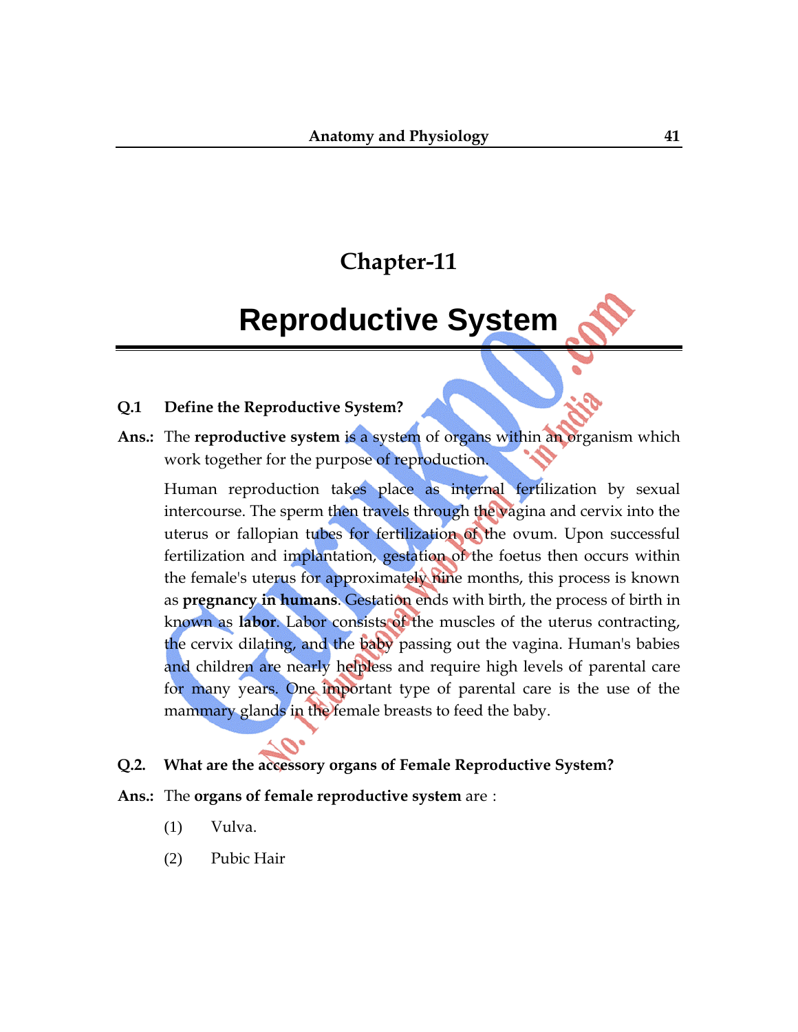# Chapter-11

# Reproductive System

**Q.1 Define the Reproductive System?**

**Ans.:** The **reproductive system** is a system of organs within an organism which work together for the purpose of reproduction.

Human reproduction takes place as internal fertilization by sexual intercourse. The sperm then travels through the vagina and cervix into the uterus or fallopian tubes for fertilization of the ovum. Upon successful fertilization and implantation, gestation of the foetus then occurs within the female's uterus for approximately nine months, this process is known as **pregnancy in humans**. Gestation ends with birth, the process of birth in known as **labor**. Labor consists of the muscles of the uterus contracting, the cervix dilating, and the baby passing out the vagina. Human's babies and children are nearly helpless and require high levels of parental care for many years. One important type of parental care is the use of the mammary glands in the female breasts to feed the baby.

**Q.2. What are the accessory organs of Female Reproductive System?**

**Ans.:** The **organs of female reproductive system** are :

(1) Vulva.

(2) Pubic Hair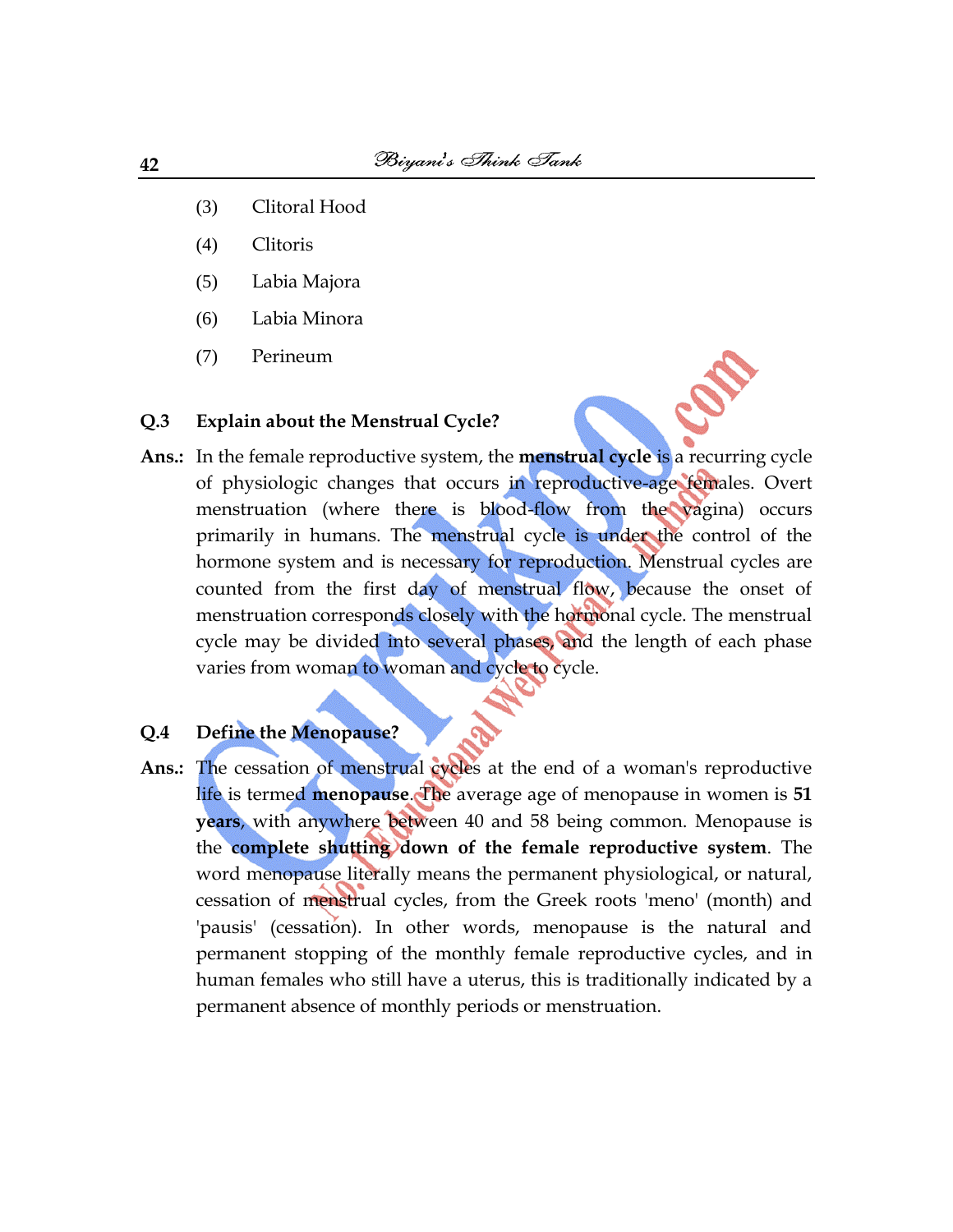(3) Clitoral Hood

(4) Clitoris

(5) Labia Majora

(6) Labia Minora

(7) Perineum

**Q.3 Explain about the Menstrual Cycle?**

**Ans.:** In the female reproductive system, the **menstrual cycle** is a recurring cycle of physiologic changes that occurs in reproductive-age females. Overt menstruation (where there is blood-flow from the vagina) occurs primarily in humans. The menstrual cycle is under the control of the hormone system and is necessary for reproduction. Menstrual cycles are counted from the first day of menstrual flow, because the onset of menstruation corresponds closely with the hormonal cycle. The menstrual cycle may be divided into several phases, and the length of each phase varies from woman to woman and cycle to cycle.

**Q.4 Define the Menopause?**

**Ans.:** The cessation of menstrual cycles at the end of a woman's reproductive life is termed **menopause**. The average age of menopause in women is **51 years**, with anywhere between 40 and 58 being common. Menopause is the **complete shutting down of the female reproductive system**. The word menopause literally means the permanent physiological, or natural, cessation of menstrual cycles, from the Greek roots 'meno' (month) and 'pausis' (cessation). In other words, menopause is the natural and permanent stopping of the monthly female reproductive cycles, and in human females who still have a uterus, this is traditionally indicated by a permanent absence of monthly periods or menstruation.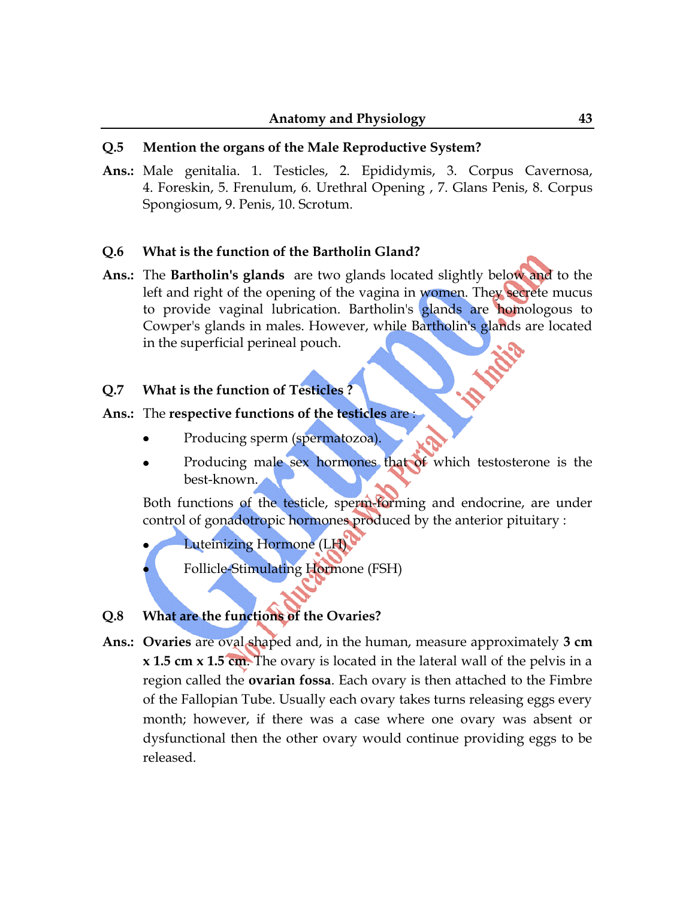**Q.5 Mention the organs of the Male Reproductive System?**

**Ans.:** Male genitalia. 1. Testicles, 2. Epididymis, 3. Corpus Cavernosa, 4. Foreskin, 5. Frenulum, 6. Urethral Opening , 7. Glans Penis, 8. Corpus Spongiosum, 9. Penis, 10. Scrotum.

**Q.6 What is the function of the Bartholin Gland?**

**Ans.:** The **Bartholin's glands** are two glands located slightly below and to the left and right of the opening of the vagina in women. They secrete mucus to provide vaginal lubrication. Bartholin's glands are homologous to Cowper's glands in males. However, while Bartholin's glands are located in the superficial perineal pouch.

**Q.7 What is the function of Testicles ?**

**Ans.:** The **respective functions of the testicles** are :

- Producing sperm (spermatozoa).
- Producing male sex hormones that of which testosterone is the best-known.

Both functions of the testicle, sperm-forming and endocrine, are under control of gonadotropic hormones produced by the anterior pituitary :

- Luteinizing Hormone (LH)
- Follicle-Stimulating Hormone (FSH)

**Q.8 What are the functions of the Ovaries?**

**Ans.:** **Ovaries** are oval shaped and, in the human, measure approximately **3 cm x 1.5 cm x 1.5 cm**. The ovary is located in the lateral wall of the pelvis in a region called the **ovarian fossa**. Each ovary is then attached to the Fimbre of the Fallopian Tube. Usually each ovary takes turns releasing eggs every month; however, if there was a case where one ovary was absent or dysfunctional then the other ovary would continue providing eggs to be released.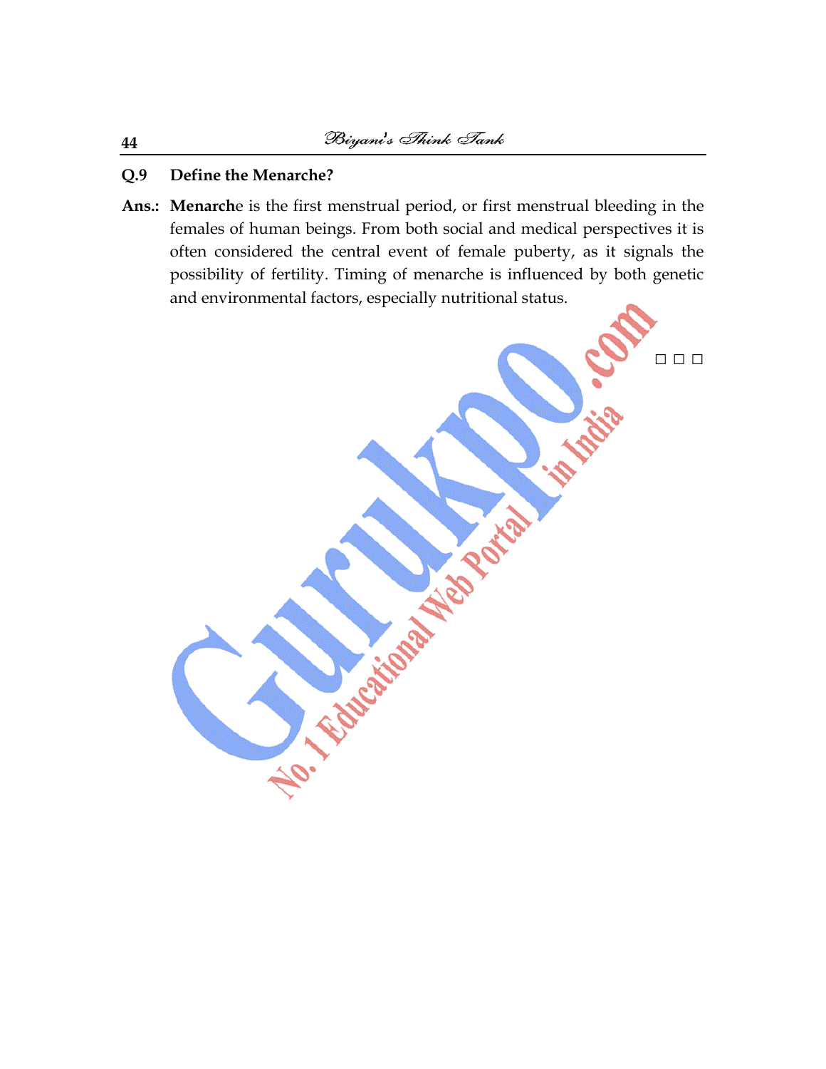**Q.9 Define the Menarche?**

**Ans.:** **Menarch**e is the first menstrual period, or first menstrual bleeding in the females of human beings. From both social and medical perspectives it is often considered the central event of female puberty, as it signals the possibility of fertility. Timing of menarche is influenced by both genetic and environmental factors, especially nutritional status.

□ □ □